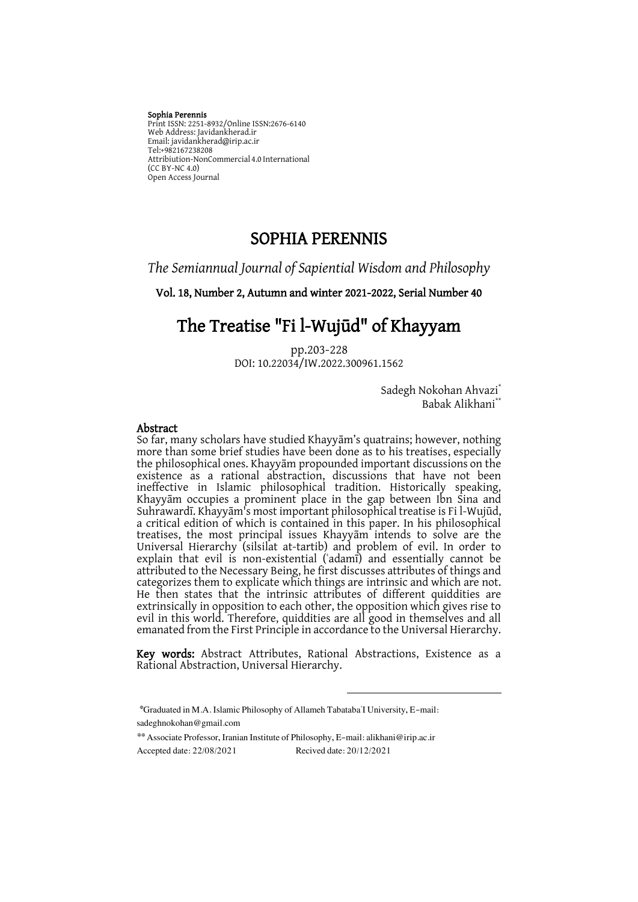**Sophia Perennis**
Print ISSN: 2251-8932/Online ISSN:2676-6140
Web Address: Javidankherad.ir
Email: javidankherad@irip.ac.ir
Tel:+982167238208
Attribiution-NonCommercial 4.0 International
(CC BY-NC 4.0)
Open Access Journal

# SOPHIA PERENNIS

*The Semiannual Journal of Sapiential Wisdom and Philosophy*

**Vol. 18, Number 2, Autumn and winter 2021-2022, Serial Number 40**

# The Treatise "Fi l-Wujūd" of Khayyam

pp.203-228
DOI: 10.22034/IW.2022.300961.1562

Sadegh Nokohan Ahvazi[*]
Babak Alikhani[**]

## Abstract

So far, many scholars have studied Khayyām's quatrains; however, nothing more than some brief studies have been done as to his treatises, especially the philosophical ones. Khayyām propounded important discussions on the existence as a rational abstraction, discussions that have not been ineffective in Islamic philosophical tradition. Historically speaking, Khayyām occupies a prominent place in the gap between Ibn Sina and Suhrawardī. Khayyām's most important philosophical treatise is Fi l-Wujūd, a critical edition of which is contained in this paper. In his philosophical treatises, the most principal issues Khayyām intends to solve are the Universal Hierarchy (silsilat at-tartib) and problem of evil. In order to explain that evil is non-existential (ʿadamī) and essentially cannot be attributed to the Necessary Being, he first discusses attributes of things and categorizes them to explicate which things are intrinsic and which are not. He then states that the intrinsic attributes of different quiddities are extrinsically in opposition to each other, the opposition which gives rise to evil in this world. Therefore, quiddities are all good in themselves and all emanated from the First Principle in accordance to the Universal Hierarchy.

**Key words:** Abstract Attributes, Rational Abstractions, Existence as a Rational Abstraction, Universal Hierarchy.

---

[*]Graduated in M.A. Islamic Philosophy of Allameh TabatabaʾI University, E-mail: sadeghnokohan@gmail.com

[**] Associate Professor, Iranian Institute of Philosophy, E-mail: alikhani@irip.ac.ir

Accepted date: 22/08/2021 Recived date: 20/12/2021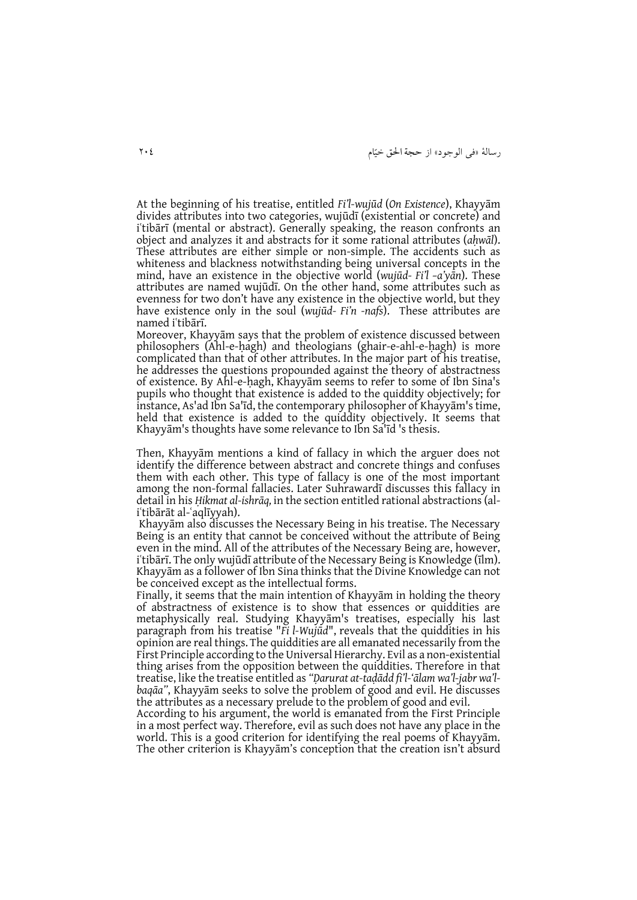At the beginning of his treatise, entitled *Fi'l-wujūd* (*On Existence*), Khayyām divides attributes into two categories, wujūdī (existential or concrete) and iʿtibārī (mental or abstract). Generally speaking, the reason confronts an object and analyzes it and abstracts for it some rational attributes (*aḥwāl*). These attributes are either simple or non-simple. The accidents such as whiteness and blackness notwithstanding being universal concepts in the mind, have an existence in the objective world (*wujūd- Fi'l –a'yān*). These attributes are named wujūdī. On the other hand, some attributes such as evenness for two don't have any existence in the objective world, but they have existence only in the soul (*wujūd- Fi'n -nafs*). These attributes are named iʿtibārī.

Moreover, Khayyām says that the problem of existence discussed between philosophers (Ahl-e-ḥagh) and theologians (ghair-e-ahl-e-ḥagh) is more complicated than that of other attributes. In the major part of his treatise, he addresses the questions propounded against the theory of abstractness of existence. By Ahl-e-ḥagh, Khayyām seems to refer to some of Ibn Sina's pupils who thought that existence is added to the quiddity objectively; for instance, As'ad Ibn Sa'īd, the contemporary philosopher of Khayyām's time, held that existence is added to the quiddity objectively. It seems that Khayyām's thoughts have some relevance to Ibn Sa'īd 's thesis.

Then, Khayyām mentions a kind of fallacy in which the arguer does not identify the difference between abstract and concrete things and confuses them with each other. This type of fallacy is one of the most important among the non-formal fallacies. Later Suhrawardī discusses this fallacy in detail in his *Ḥikmat al-ishrāq,* in the section entitled rational abstractions (al-iʿtibārāt al-ʿaqlīyyah).

Khayyām also discusses the Necessary Being in his treatise. The Necessary Being is an entity that cannot be conceived without the attribute of Being even in the mind. All of the attributes of the Necessary Being are, however, iʿtibārī. The only wujūdī attribute of the Necessary Being is Knowledge (īlm). Khayyām as a follower of Ibn Sina thinks that the Divine Knowledge can not be conceived except as the intellectual forms.

Finally, it seems that the main intention of Khayyām in holding the theory of abstractness of existence is to show that essences or quiddities are metaphysically real. Studying Khayyām's treatises, especially his last paragraph from his treatise "*Fi l-Wujūd*", reveals that the quiddities in his opinion are real things. The quiddities are all emanated necessarily from the First Principle according to the Universal Hierarchy. Evil as a non-existential thing arises from the opposition between the quiddities. Therefore in that treatise, like the treatise entitled as *"Ḍarurat at-taḍādd fi'l-'ālam wa'l-jabr wa'l-baqāa"*, Khayyām seeks to solve the problem of good and evil. He discusses the attributes as a necessary prelude to the problem of good and evil.

According to his argument, the world is emanated from the First Principle in a most perfect way. Therefore, evil as such does not have any place in the world. This is a good criterion for identifying the real poems of Khayyām. The other criterion is Khayyām's conception that the creation isn't absurd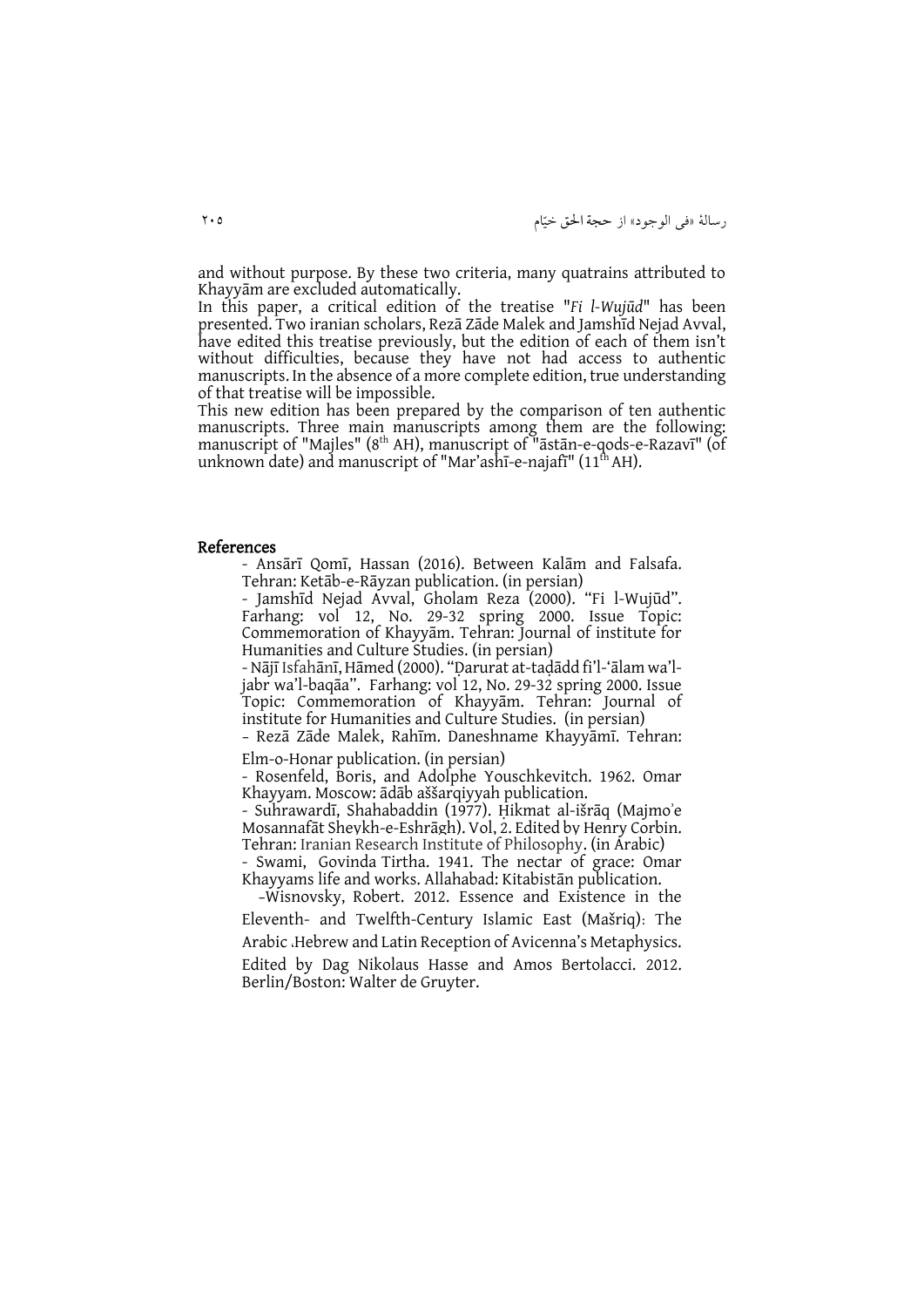and without purpose. By these two criteria, many quatrains attributed to Khayyām are excluded automatically.

In this paper, a critical edition of the treatise "*Fi l-Wujūd*" has been presented. Two iranian scholars, Rezā Zāde Malek and Jamshīd Nejad Avval, have edited this treatise previously, but the edition of each of them isn't without difficulties, because they have not had access to authentic manuscripts. In the absence of a more complete edition, true understanding of that treatise will be impossible.

This new edition has been prepared by the comparison of ten authentic manuscripts. Three main manuscripts among them are the following: manuscript of "Majles" (8th AH), manuscript of "āstān-e-qods-e-Razavī" (of unknown date) and manuscript of "Mar'ashī-e-najafī" (11th AH).

## References

- Ansārī Qomī, Hassan (2016). Between Kalām and Falsafa. Tehran: Ketāb-e-Rāyzan publication. (in persian)
- Jamshīd Nejad Avval, Gholam Reza (2000). "Fi l-Wujūd". Farhang: vol 12, No. 29-32 spring 2000. Issue Topic: Commemoration of Khayyām. Tehran: Journal of institute for Humanities and Culture Studies. (in persian)
- Nājī Isfahānī, Hāmed (2000). "Ḍarurat at-taḍādd fi'l-'ālam wa'l-jabr wa'l-baqāa". Farhang: vol 12, No. 29-32 spring 2000. Issue Topic: Commemoration of Khayyām. Tehran: Journal of institute for Humanities and Culture Studies. (in persian)
- Rezā Zāde Malek, Rahīm. Daneshname Khayyāmī. Tehran: Elm-o-Honar publication. (in persian)
- Rosenfeld, Boris, and Adolphe Youschkevitch. 1962. Omar Khayyam. Moscow: ādāb aššarqiyyah publication.
- Suhrawardī, Shahabaddin (1977). Ḥikmat al-išrāq (Majmo'e Mosannafāt Sheykh-e-Eshrāgh). Vol, 2. Edited by Henry Corbin. Tehran: Iranian Research Institute of Philosophy. (in Arabic)
- Swami, Govinda Tirtha. 1941. The nectar of grace: Omar Khayyams life and works. Allahabad: Kitabistān publication.
- Wisnovsky, Robert. 2012. Essence and Existence in the Eleventh- and Twelfth-Century Islamic East (Mašriq): The Arabic ،Hebrew and Latin Reception of Avicenna's Metaphysics. Edited by Dag Nikolaus Hasse and Amos Bertolacci. 2012. Berlin/Boston: Walter de Gruyter.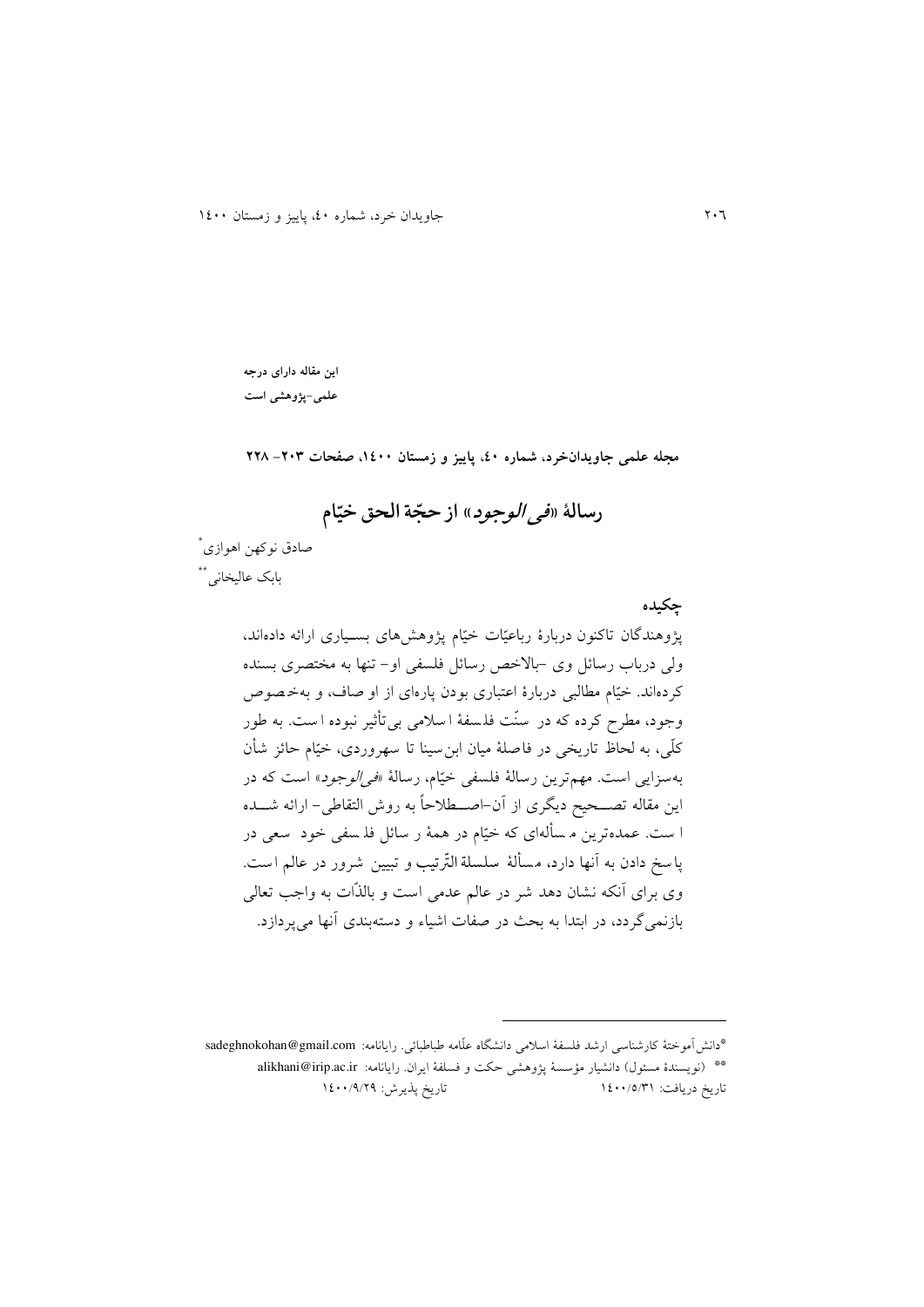این مقاله دارای درجه علمی-پژوهشی است

**مجله علمی جاویدان‌خرد، شماره ٤٠، پاییز و زمستان ١٤٠٠، صفحات ٢٠٣- ٢٢٨**

# رسالهٔ «*فی الوجود*» از حجّة الحق خیّام

صادق نوکهن اهوازی*

بابک عالیخانی**

## چکیده

پژوهندگان تاکنون دربارهٔ رباعیّات خیّام پژوهش‌های بسیاری ارائه داده‌اند، ولی درباب رسائل وی -بالاخص رسائل فلسفی او- تنها به مختصری بسنده کرده‌اند. خیّام مطالبی دربارهٔ اعتباری بودن پاره‌ای از او صاف، و به‌خصوص وجود، مطرح کرده که در سنّت فلسفهٔ اسلامی بی‌تأثیر نبوده است. به طور کلّی، به لحاظ تاریخی در فاصلهٔ میان ابن‌سینا تا سهروردی، خیّام حائز شأن به‌سزایی است. مهم‌ترین رسالهٔ فلسفی خیّام، رسالهٔ «*فی‌الوجود*» است که در این مقاله تصحیح دیگری از آن-اصطلاحاً به روش التقاطی- ارائه شده است. عمده‌ترین مسأله‌ای که خیّام در همهٔ رسائل فلسفی خود سعی در پاسخ دادن به آنها دارد، مسألهٔ سلسلة التّرتیب و تبیین شرور در عالم است. وی برای آنکه نشان دهد شر در عالم عدمی است و بالذّات به واجب تعالی بازنمی‌گردد، در ابتدا به بحث در صفات اشیاء و دسته‌بندی آنها می‌پردازد.

---

*دانش‌آموختهٔ کارشناسی ارشد فلسفهٔ اسلامی دانشگاه علّامه طباطبائی. رایانامه: sadeghnokohan@gmail.com

** (نویسندهٔ مسئول) دانشیار مؤسسهٔ پژوهشی حکمت و فلسفهٔ ایران. رایانامه: alikhani@irip.ac.ir

تاریخ دریافت: ١٤٠٠/٥/٣١ تاریخ پذیرش: ١٤٠٠/٩/٢٩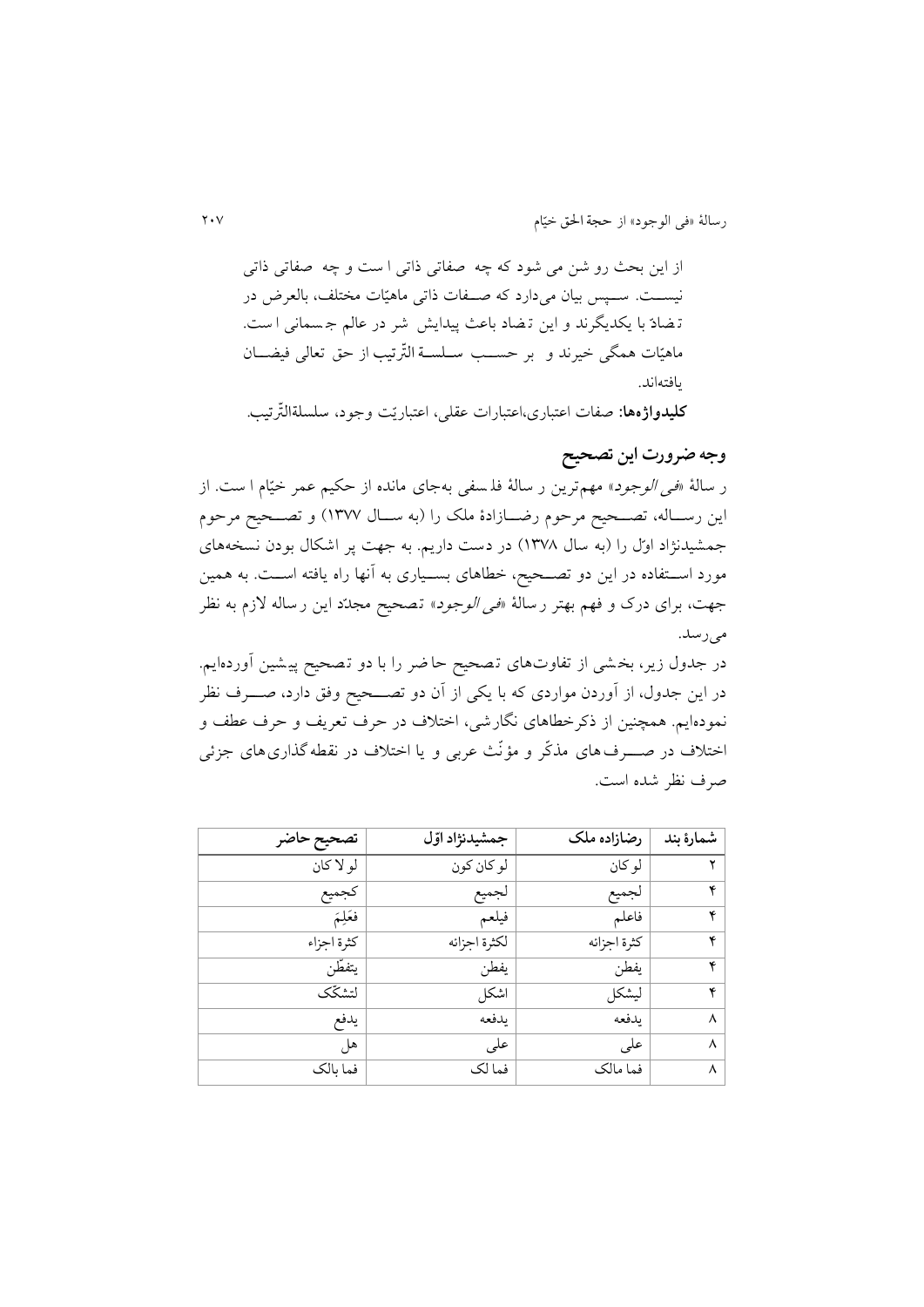از این بحث روشن می شود که چه صفاتی ذاتی است و چه صفاتی ذاتی نیست. سپس بیان می‌دارد که صفات ذاتی ماهیّات مختلف، بالعرض در تضادّ با یکدیگرند و این تضاد باعث پیدایش شر در عالم جسمانی است. ماهیّات همگی خیرند و بر حسب سلسلة التّرتیب از حق تعالی فیضان یافته‌اند.

**کلیدواژه‌ها:** صفات اعتباری،اعتبارات عقلی، اعتباریّت وجود، سلسلةالتّرتیب.

## وجه ضرورت این تصحیح

رسالهٔ «*فی الوجود*» مهم‌ترین رسالهٔ فلسفی به‌جای مانده از حکیم عمر خیّام است. از این رساله، تصحیح مرحوم رضازادهٔ ملک را (به سال ۱۳۷۷) و تصحیح مرحوم جمشیدنژاد اوّل را (به سال ۱۳۷۸) در دست داریم. به جهت پر اشکال بودن نسخه‌های مورد استفاده در این دو تصحیح، خطاهای بسیاری به آنها راه یافته است. به همین جهت، برای درک و فهم بهتر رسالهٔ «*فی الوجود*» تصحیح مجدّد این رساله لازم به نظر می‌رسد.

در جدول زیر، بخشی از تفاوت‌های تصحیح حاضر را با دو تصحیح پیشین آورده‌ایم. در این جدول، از آوردن مواردی که با یکی از آن دو تصحیح وفق دارد، صرف نظر نموده‌ایم. همچنین از ذکرخطاهای نگارشی، اختلاف در حرف تعریف و حرف عطف و اختلاف در صرف‌های مذکّر و مؤنّث عربی و یا اختلاف در نقطه‌گذاری‌های جزئی صرف نظر شده است.

| شمارهٔ بند | رضازاده ملک | جمشیدنژاد اوّل | تصحیح حاضر |
|---|---|---|---|
| ۲ | لو کان | لو کان کون | لو لا کان |
| ۴ | لجمیع | لجمیع | کجمیع |
| ۴ | فاعلم | فیلعم | فعَلِمَ |
| ۴ | کثرة اجزائه | لکثرة اجزائه | کثرة اجزاء |
| ۴ | یفطن | یفطن | یتفطّن |
| ۴ | لیشکل | اشکل | لتشکّک |
| ۸ | یدفعه | یدفعه | یدفع |
| ۸ | علی | علی | هل |
| ۸ | فما مالک | فما لک | فما بالک |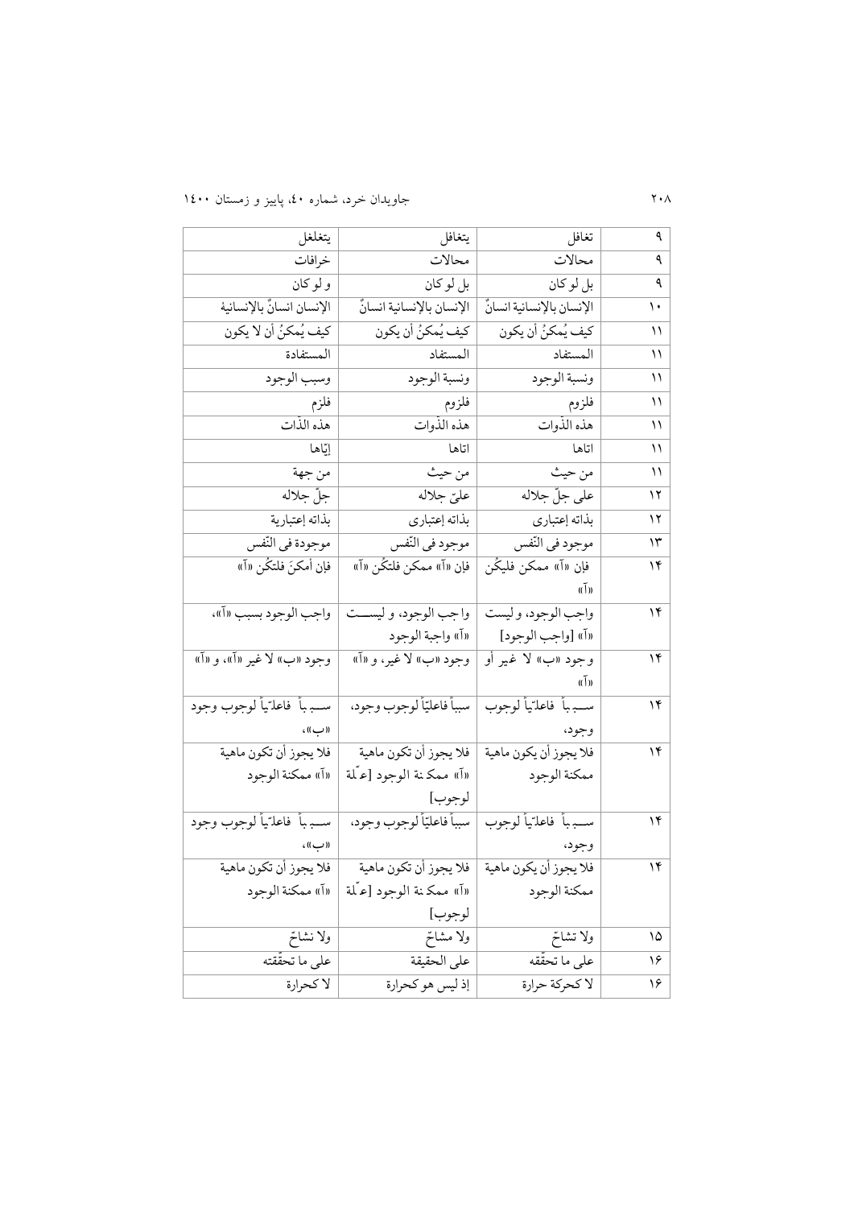| ۹ | تغافل | يتغافل | يتغلغل |
|---|---|---|---|
| ۹ | محالات | محالات | خرافات |
| ۹ | بل لو كان | بل لو كان | و لو كان |
| ۱۰ | الإنسان بالإنسانية انسانٌ | الإنسان بالإنسانية انسانٌ | الإنسان انسانٌ بالإنسانية |
| ۱۱ | كيف يُمكنُ أن يكون | كيف يُمكنُ أن يكون | كيف يُمكنُ أن لا يكون |
| ۱۱ | المستفاد | المستفاد | المستفادة |
| ۱۱ | ونسبة الوجود | ونسبة الوجود | وسبب الوجود |
| ۱۱ | فلزوم | فلزوم | فلزم |
| ۱۱ | هذه الذّوات | هذه الذّوات | هذه الذّات |
| ۱۱ | اتاها | اتاها | إيّاها |
| ۱۱ | من حيث | من حيث | من جهة |
| ۱۲ | على جلّ جلاله | عليّ جلاله | جلّ جلاله |
| ۱۲ | بذاته إعتبارى | بذاته إعتبارى | بذاته إعتبارية |
| ۱۳ | موجود فى النّفس | موجود فى النّفس | موجودة في النّفس |
| ۱۴ | فإن «آ» ممكن فليكُن «آ» | فإن «آ» ممكن فلتكُن «آ» | فإن أمكنَ فلتكُن «آ» |
| ۱۴ | واجب الوجود، و ليست «آ» [واجب الوجود] | واجب الوجود، و ليست «آ» واجبة الوجود | واجب الوجود بسبب «آ»، |
| ۱۴ | وجود «ب» لا غير أو «آ» | وجود «ب» لا غير، و «آ» | وجود «ب» لا غير «آ»، و «آ» |
| ۱۴ | سبباً فاعلّياً لوجوب وجود، | سبباً فاعليّاً لوجوب وجود، | سبباً فاعلّياً لوجوب وجود «ب»، |
| ۱۴ | فلا يجوز أن يكون ماهية ممكنة الوجود | فلا يجوز أن تكون ماهية «آ» ممكنة الوجود [علّة لوجوب] | فلا يجوز أن تكون ماهية «آ» ممكنة الوجود |
| ۱۴ | سبباً فاعلّياً لوجوب وجود، | سبباً فاعليّاً لوجوب وجود، | سبباً فاعلّياً لوجوب وجود «ب»، |
| ۱۴ | فلا يجوز أن يكون ماهية ممكنة الوجود | فلا يجوز أن تكون ماهية «آ» ممكنة الوجود [علّة لوجوب] | فلا يجوز أن تكون ماهية «آ» ممكنة الوجود |
| ۱۵ | ولا تشاحّ | ولا مشاحّ | ولا نشاحّ |
| ۱۶ | على ما تحقّقه | على الحقيقة | على ما تحقّقته |
| ۱۶ | لا كحركة حرارة | إذ ليس هو كحرارة | لا كحرارة |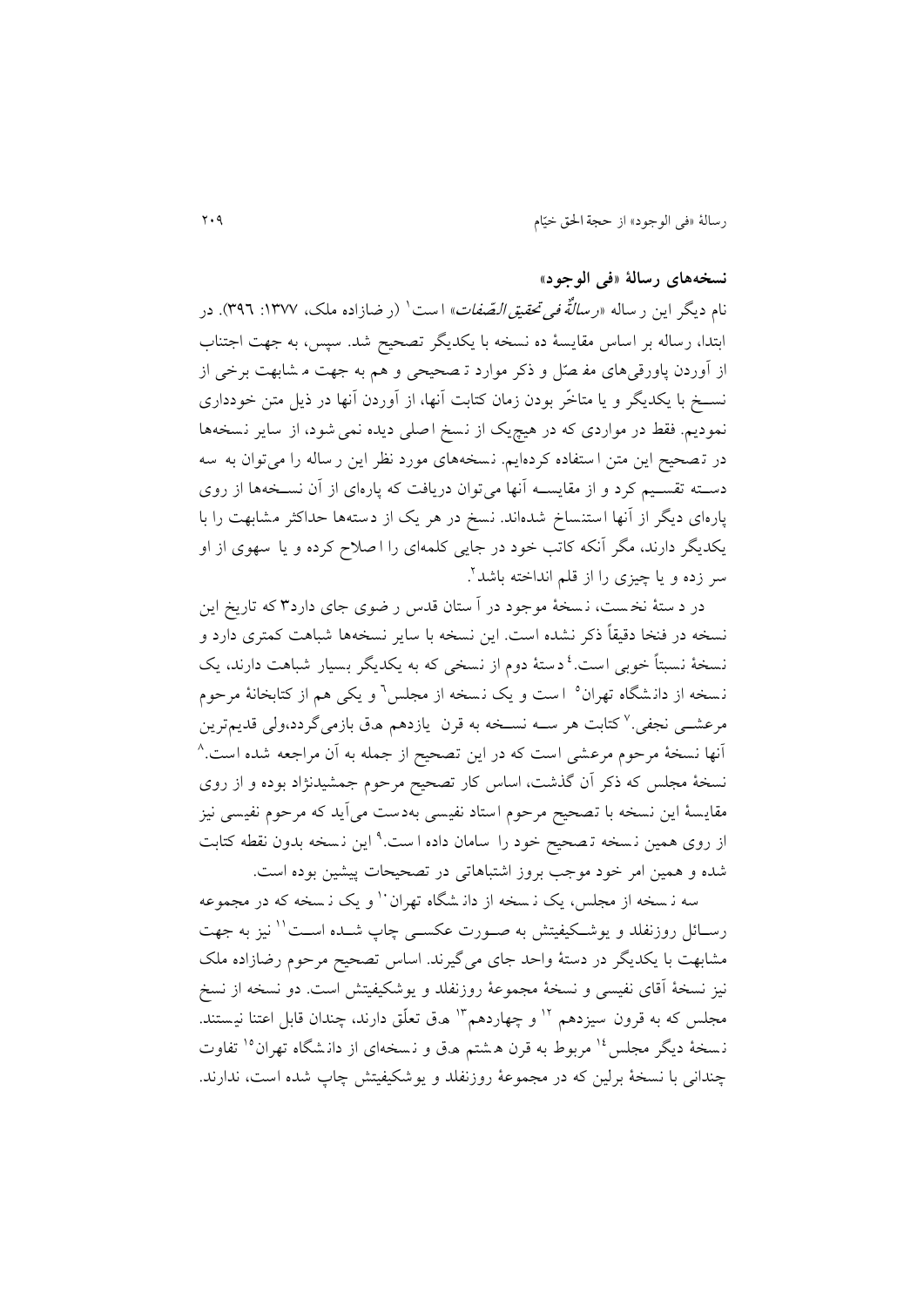### نسخه‌های رسالهٔ «فی الوجود»

نام دیگر این رساله «*رسالةٌ فی تحقیق الصّفات*» است[1] (رضازاده ملک، ۱۳۷۷: ۳۹۶). در ابتدا، رساله بر اساس مقایسهٔ ده نسخه با یکدیگر تصحیح شد. سپس، به جهت اجتناب از آوردن پاورقی‌های مفصّل و ذکر موارد تصحیحی و هم به جهت مشابهت برخی از نسـخ با یکدیگر و یا متاخّر بودن زمان کتابت آنها، از آوردن آنها در ذیل متن خودداری نمودیم. فقط در مواردی که در هیچ‌یک از نسخ اصلی دیده نمی‌شود، از سایر نسخه‌ها در تصحیح این متن استفاده کرده‌ایم. نسخه‌های مورد نظر این رساله را می‌توان به سه دسـته تقسـیم کرد و از مقایسـه آنها می‌توان دریافت که پاره‌ای از آن نسـخه‌ها از روی پاره‌ای دیگر از آنها استنساخ شده‌اند. نسخ در هر یک از دسته‌ها حداکثر مشابهت را با یکدیگر دارند، مگر آنکه کاتب خود در جایی کلمه‌ای را اصلاح کرده و یا سهوی از او سر زده و یا چیزی را از قلم انداخته باشد[2].

در دستهٔ نخست، نسخهٔ موجود در آستان قدس رضوی جای دارد[3] که تاریخ این نسخه در فنخا دقیقاً ذکر نشده است. این نسخه با سایر نسخه‌ها شباهت کمتری دارد و نسخهٔ نسبتاً خوبی است.[4] دستهٔ دوم از نسخی که به یکدیگر بسیار شباهت دارند، یک نسخه از دانشگاه تهران[5] است و یک نسخه از مجلس[6] و یکی هم از کتابخانهٔ مرحوم مرعشـی نجفی.[7] کتابت هر سـه نسـخه به قرن یازدهم هـ‌ق بازمی‌گردد،ولی قدیم‌ترین آنها نسخهٔ مرحوم مرعشی است که در این تصحیح از جمله به آن مراجعه شده است.[8] نسخهٔ مجلس که ذکر آن گذشت، اساس کار تصحیح مرحوم جمشیدنژاد بوده و از روی مقایسهٔ این نسخه با تصحیح مرحوم استاد نفیسی به‌دست می‌آید که مرحوم نفیسی نیز از روی همین نسخه تصحیح خود را سامان داده است.[9] این نسخه بدون نقطه کتابت شده و همین امر خود موجب بروز اشتباهاتی در تصحیحات پیشین بوده است.

سه نسخه از مجلس، یک نسخه از دانشگاه تهران[10] و یک نسخه که در مجموعه رسـائل روزنفلد و یوشـکیفیتش به صـورت عکسـی چاپ شـده اسـت[11] نیز به جهت مشابهت با یکدیگر در دستهٔ واحد جای می‌گیرند. اساس تصحیح مرحوم رضازاده ملک نیز نسخهٔ آقای نفیسی و نسخهٔ مجموعهٔ روزنفلد و یوشکیفیتش است. دو نسخه از نسخ مجلس که به قرون سیزدهم[12] و چهاردهم[13] هـ‌ق تعلّق دارند، چندان قابل اعتنا نیستند. نسخهٔ دیگر مجلس[14] مربوط به قرن هشتم هـ‌ق و نسخه‌ای از دانشگاه تهران[15] تفاوت چندانی با نسخهٔ برلین که در مجموعهٔ روزنفلد و یوشکیفیتش چاپ شده است، ندارند.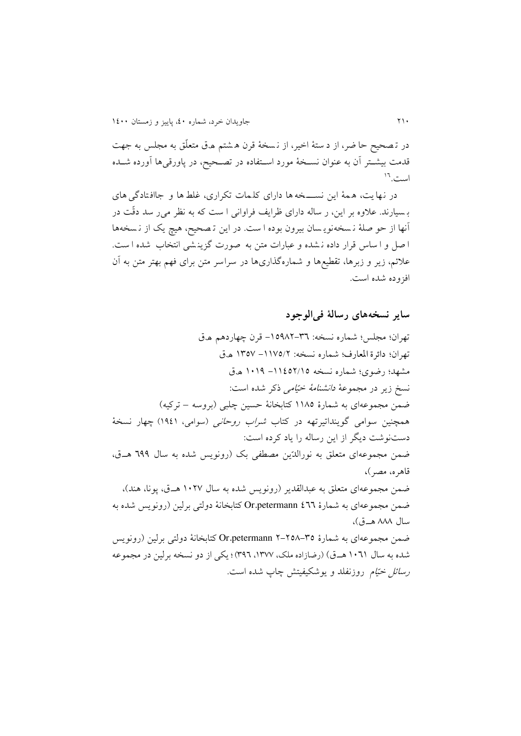در تصحیح حاضر، از دستهٔ اخیر، از نسخهٔ قرن هشتم هـ.ق متعلّق به مجلس به جهت قدمت بیشتر آن به عنوان نسخهٔ مورد استفاده در تصحیح، در پاورقی‌ها آورده شده است.[۱۶]

در نهایت، همهٔ این نسخه‌ها دارای کلمات تکراری، غلط‌ها و جاافتادگی‌های بسیارند. علاوه بر این، رساله دارای ظرایف فراوانی است که به نظر می‌رسد دقّت در آنها از حوصلهٔ نسخه‌نویسان بیرون بوده است. در این تصحیح، هیچ یک از نسخه‌ها اصل و اساس قرار داده نشده و عبارات متن به صورت گزینشی انتخاب شده است. علائم، زیر و زبرها، تقطیع‌ها و شماره‌گذاری‌ها در سراسر متن برای فهم بهتر متن به آن افزوده شده است.

## سایر نسخه‌های رسالهٔ فی‌الوجود

تهران؛ مجلس؛ شماره نسخه: ۳۶-۱۵۹۸۲- قرن چهاردهم هـ.ق

تهران؛ دائرة المعارف؛ شماره نسخه: ۱۱۷۵/۲- ۱۳۵۷ هـ.ق

مشهد؛ رضوی؛ شماره نسخه ۱۱۴۵۲/۱۵- ۱۰۱۹ هـ.ق

نسخ زیر در مجموعهٔ *دانشنامهٔ خیّامی* ذکر شده است:

ضمن مجموعه‌ای به شمارهٔ ۱۱۸۵ کتابخانهٔ حسین چلبی (بروسه – ترکیه)

همچنین سوامی گوینداتیرتهه در کتاب *شراب روحانی* (سوامی، ۱۹۴۱) چهار نسخهٔ دست‌نوشت دیگر از این رساله را یاد کرده است:

ضمن مجموعه‌ای متعلق به نورالدّین مصطفی بک (رونویس شده به سال ۶۹۹ هـ.ق، قاهره، مصر)،

ضمن مجموعه‌ای متعلق به عبدالقدیر (رونویس شده به سال ۱۰۲۷ هـ.ق، پونا، هند)،

ضمن مجموعه‌ای به شمارهٔ Or.petermann ۴۶۶ کتابخانهٔ دولتی برلین (رونویس شده به سال ۸۸۸ هـ.ق)،

ضمن مجموعه‌ای به شمارهٔ ۳۵-۲۵۸-۲ Or.petermann کتابخانهٔ دولتی برلین (رونویس شده به سال ۱۰۶۱ هـ.ق) (رضازاده ملک، ۱۳۷۷، ۳۹۶)؛ یکی از دو نسخه برلین در مجموعه *رسائل خیّام* روزنفلد و یوشکیفیتش چاپ شده است.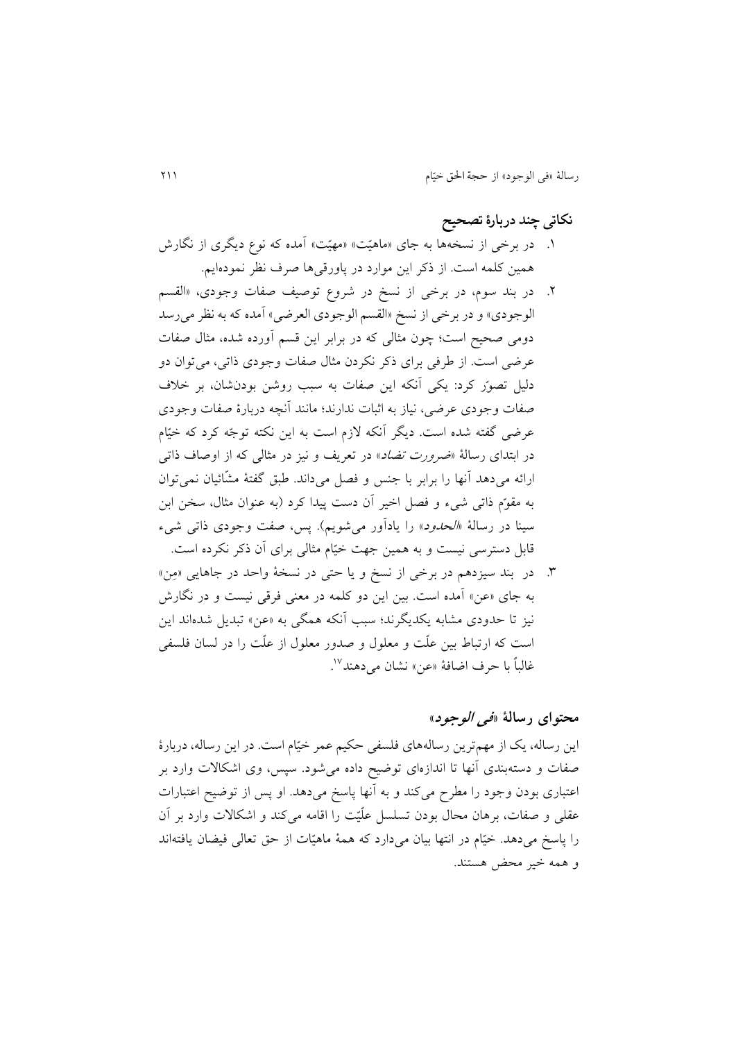## نکاتی چند دربارهٔ تصحیح

۱. در برخی از نسخه‌ها به جای «ماهیّت» «مهیّت» آمده که نوع دیگری از نگارش همین کلمه است. از ذکر این موارد در پاورقی‌ها صرف نظر نموده‌ایم.

۲. در بند سوم، در برخی از نسخ در شروع توصیف صفات وجودی، «القسم الوجودی» و در برخی از نسخ «القسم الوجودی العرضی» آمده که به نظر می‌رسد دومی صحیح است؛ چون مثالی که در برابر این قسم آورده شده، مثال صفات عرضی است. از طرفی برای ذکر نکردن مثال صفات وجودی ذاتی، می‌توان دو دلیل تصوّر کرد: یکی آنکه این صفات به سبب روشن بودنشان، بر خلاف صفات وجودی عرضی، نیاز به اثبات ندارند؛ مانند آنچه دربارهٔ صفات وجودی عرضی گفته شده است. دیگر آنکه لازم است به این نکته توجّه کرد که خیّام در ابتدای رسالهٔ «*ضرورت تضاد*» در تعریف و نیز در مثالی که از اوصاف ذاتی ارائه می‌دهد آنها را برابر با جنس و فصل می‌داند. طبق گفتهٔ مشّائیان نمی‌توان به مقوّم ذاتی شیء و فصل اخیر آن دست پیدا کرد (به عنوان مثال، سخن ابن سینا در رسالهٔ «*الحدود*» را یادآور می‌شویم). پس، صفت وجودی ذاتی شیء قابل دسترسی نیست و به همین جهت خیّام مثالی برای آن ذکر نکرده است.

۳. در بند سیزدهم در برخی از نسخ و یا حتی در نسخهٔ واحد در جاهایی «مِن» به جای «عن» آمده است. بین این دو کلمه در معنی فرقی نیست و در نگارش نیز تا حدودی مشابه یکدیگرند؛ سبب آنکه همگی به «عن» تبدیل شده‌اند این است که ارتباط بین علّت و معلول و صدور معلول از علّت را در لسان فلسفی غالباً با حرف اضافهٔ «عن» نشان می‌دهند[۱۷].

## محتوای رسالهٔ «*فی الوجود*»

این رساله، یک از مهم‌ترین رساله‌های فلسفی حکیم عمر خیّام است. در این رساله، دربارهٔ صفات و دسته‌بندی آنها تا اندازه‌ای توضیح داده می‌شود. سپس، وی اشکالات وارد بر اعتباری بودن وجود را مطرح می‌کند و به آنها پاسخ می‌دهد. او پس از توضیح اعتبارات عقلی و صفات، برهان محال بودن تسلسل علّیّت را اقامه می‌کند و اشکالات وارد بر آن را پاسخ می‌دهد. خیّام در انتها بیان می‌دارد که همهٔ ماهیّات از حق تعالی فیضان یافته‌اند و همه خیر محض هستند.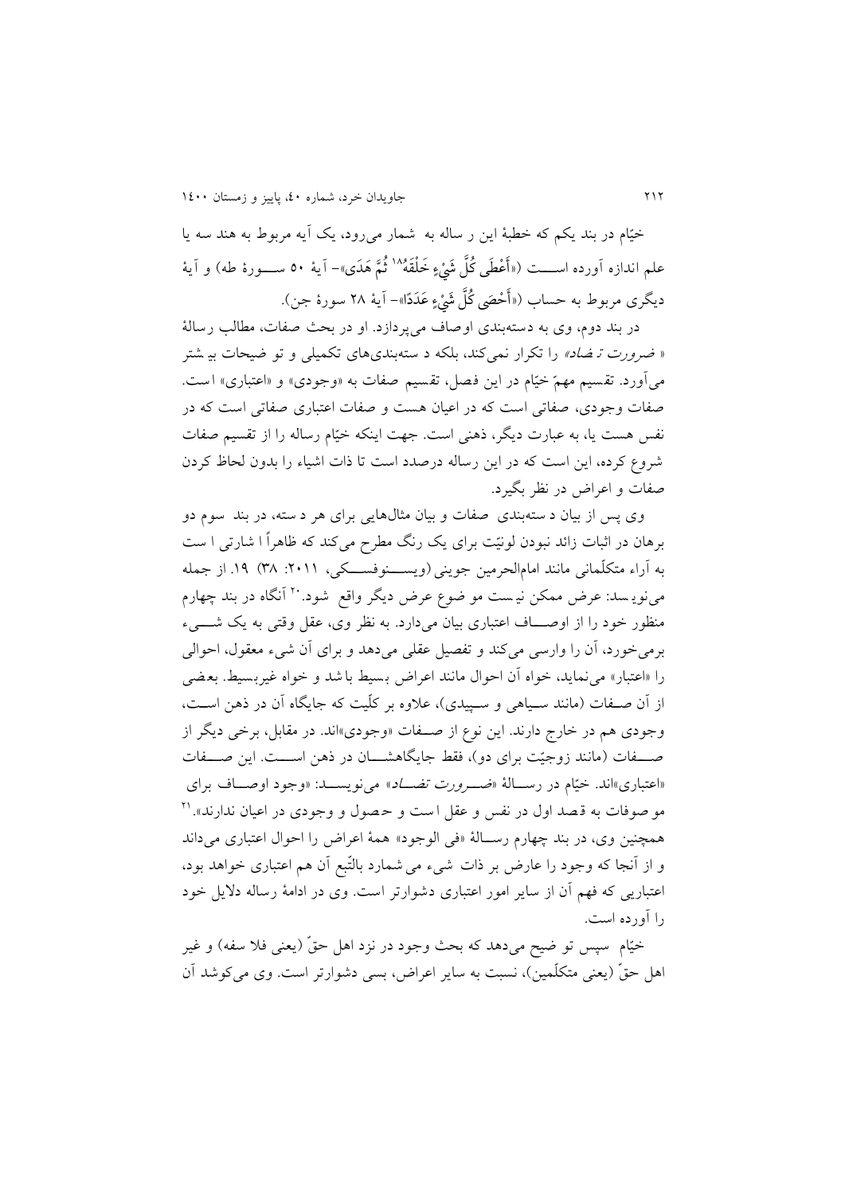خیّام در بند یکم که خطبهٔ این رساله به شمار می‌رود، یک آیه مربوط به هندسه یا علم اندازه آورده است («أَعْطَى كُلَّ شَيْءٍ خَلْقَهُ[18] ثُمَّ هَدَى» - آیهٔ ۵۰ سورهٔ طه) و آیهٔ دیگری مربوط به حساب («أَحْصَى كُلَّ شَيْءٍ عَدَدًا» - آیهٔ ۲۸ سورهٔ جن).

در بند دوم، وی به دسته‌بندی اوصاف می‌پردازد. او در بحث صفات، مطالب رسالهٔ «*ضرورت تضاد*» را تکرار نمی‌کند، بلکه دسته‌بندی‌های تکمیلی و توضیحات بیشتر می‌آورد. تقسیم مهمّ خیّام در این فصل، تقسیم صفات به «وجودی» و «اعتباری» است. صفات وجودی، صفاتی است که در اعیان هست و صفات اعتباری صفاتی است که در نفس هست یا، به عبارت دیگر، ذهنی است. جهت اینکه خیّام رساله را از تقسیم صفات شروع کرده، این است که در این رساله درصدد است تا ذات اشیاء را بدون لحاظ کردن صفات و اعراض در نظر بگیرد.

وی پس از بیان دسته‌بندی صفات و بیان مثال‌هایی برای هر دسته، در بند سوم دو برهان در اثبات زائد نبودن لونیّت برای یک رنگ مطرح می‌کند که ظاهراً اشارتی است به آراء متکلّمانی مانند امام‌الحرمین جوینی (ویسنوفسکی، ۲۰۱۱: ۳۸) ۱۹. از جمله می‌نویسد: عرض ممکن نیست موضوع عرض دیگر واقع شود.[20] آنگاه در بند چهارم منظور خود را از اوصاف اعتباری بیان می‌دارد. به نظر وی، عقل وقتی به یک شیء برمی‌خورد، آن را وارسی می‌کند و تفصیل عقلی می‌دهد و برای آن شیء معقول، احوالی را «اعتبار» می‌نماید، خواه آن احوال مانند اعراض بسیط باشد و خواه غیربسیط. بعضی از آن صفات (مانند سیاهی و سپیدی)، علاوه بر کلّیت که جایگاه آن در ذهن است، وجودی هم در خارج دارند. این نوع از صفات «وجودی»اند. در مقابل، برخی دیگر از صفات (مانند زوجیّت برای دو)، فقط جایگاهشان در ذهن است. این صفات «اعتباری»اند. خیّام در رسالهٔ «*ضرورت تضاد*» می‌نویسد: «وجود اوصاف برای موصوفات به قصد اول در نفس و عقل است و حصول و وجودی در اعیان ندارند».[21] همچنین وی، در بند چهارم رسالهٔ «فی الوجود» همهٔ اعراض را احوال اعتباری می‌داند و از آنجا که وجود را عارض بر ذات شیء می‌شمارد بالتّبع آن هم اعتباری خواهد بود، اعتباریی که فهم آن از سایر امور اعتباری دشوارتر است. وی در ادامهٔ رساله دلایل خود را آورده است.

خیّام سپس توضیح می‌دهد که بحث وجود در نزد اهل حقّ (یعنی فلاسفه) و غیر اهل حقّ (یعنی متکلّمین)، نسبت به سایر اعراض، بسی دشوارتر است. وی می‌کوشد آن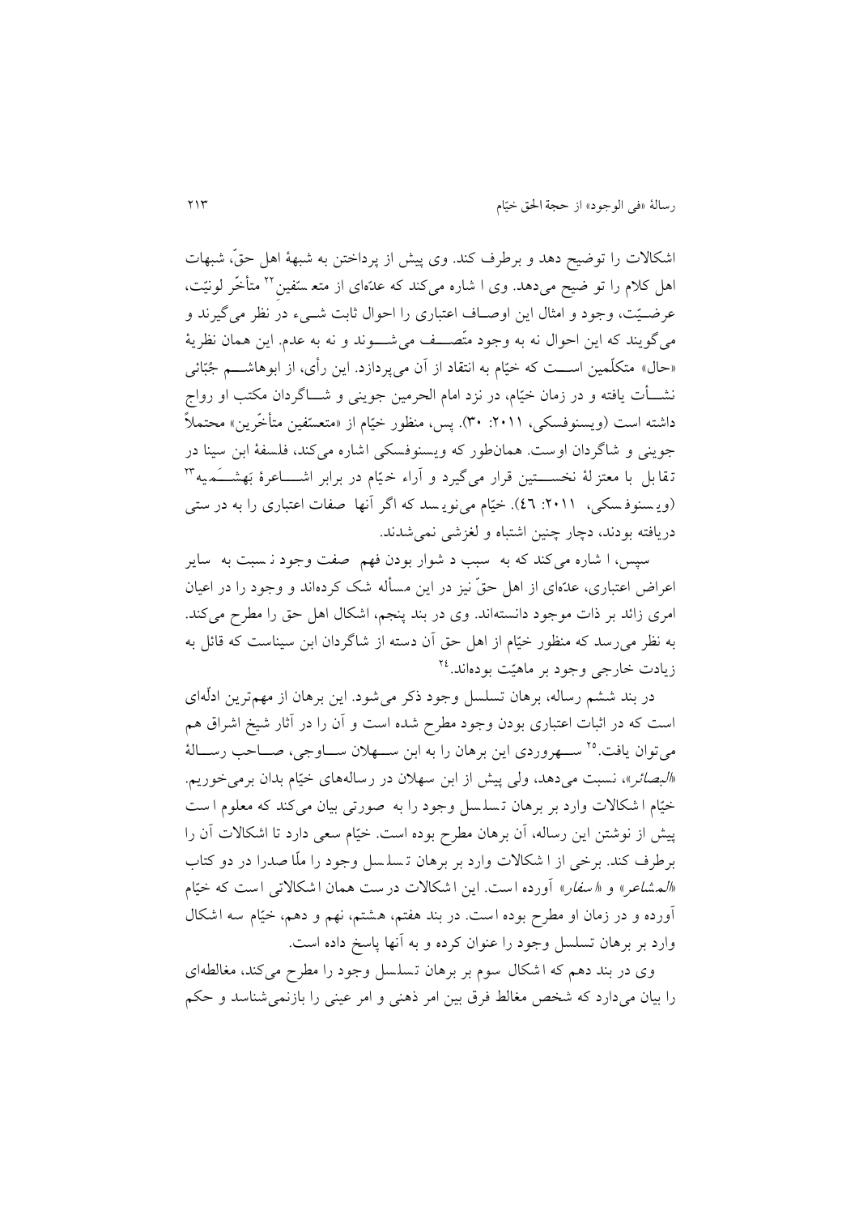اشکالات را توضیح دهد و برطرف کند. وی پیش از پرداختن به شبهۀ اهل حقّ، شبهات اهل کلام را توضیح می‌دهد. وی اشاره می‌کند که عدّه‌ای از متعسّفین[22] متأخّر لونیّت، عرضیّت، وجود و امثال این اوصاف اعتباری را احوال ثابت شیء در نظر می‌گیرند و می‌گویند که این احوال نه به وجود متّصف می‌شوند و نه به عدم. این همان نظریۀ «حال» متکلّمین است که خیّام به انتقاد از آن می‌پردازد. این رأی، از ابوهاشم جُبّائی نشأت یافته و در زمان خیّام، در نزد امام الحرمین جوینی و شاگردان مکتب او رواج داشته است (ویسنوفسکی، ۲۰۱۱: ۳۰). پس، منظور خیّام از «متعسّفین متأخّرین» محتملاً جوینی و شاگردان اوست. همان‌طور که ویسنوفسکی اشاره می‌کند، فلسفۀ ابن سینا در تقابل با معتزلۀ نخستین قرار می‌گیرد و آراء خیّام در برابر اشاعرۀ بَهشَمیه[23] (ویسنوفسکی، ۲۰۱۱: ٤٦). خیّام می‌نویسد که اگر آنها صفات اعتباری را به درستی دریافته بودند، دچار چنین اشتباه و لغزشی نمی‌شدند.

سپس، اشاره می‌کند که به سبب دشوار بودن فهم صفت وجود نسبت به سایر اعراض اعتباری، عدّه‌ای از اهل حقّ نیز در این مسأله شک کرده‌اند و وجود را در اعیان امری زائد بر ذات موجود دانسته‌اند. وی در بند پنجم، اشکال اهل حق را مطرح می‌کند. به نظر می‌رسد که منظور خیّام از اهل حق آن دسته از شاگردان ابن سیناست که قائل به زیادت خارجی وجود بر ماهیّت بوده‌اند.[24]

در بند ششم رساله، برهان تسلسل وجود ذکر می‌شود. این برهان از مهم‌ترین ادلّه‌ای است که در اثبات اعتباری بودن وجود مطرح شده است و آن را در آثار شیخ اشراق هم می‌توان یافت.[25] سهروردی این برهان را به ابن سهلان ساوجی، صاحب رسالۀ *«البصائر»*، نسبت می‌دهد، ولی پیش از ابن سهلان در رساله‌های خیّام بدان برمی‌خوریم. خیّام اشکالات وارد بر برهان تسلسل وجود را به صورتی بیان می‌کند که معلوم است پیش از نوشتن این رساله، آن برهان مطرح بوده است. خیّام سعی دارد تا اشکالات آن را برطرف کند. برخی از اشکالات وارد بر برهان تسلسل وجود را ملّا صدرا در دو کتاب *«المشاعر»* و *«اسفار»* آورده است. این اشکالات درست همان اشکالاتی است که خیّام آورده و در زمان او مطرح بوده است. در بند هفتم، هشتم، نهم و دهم، خیّام سه اشکال وارد بر برهان تسلسل وجود را عنوان کرده و به آنها پاسخ داده است.

وی در بند دهم که اشکال سوم بر برهان تسلسل وجود را مطرح می‌کند، مغالطه‌ای را بیان می‌دارد که شخص مغالط فرق بین امر ذهنی و امر عینی را بازنمی‌شناسد و حکم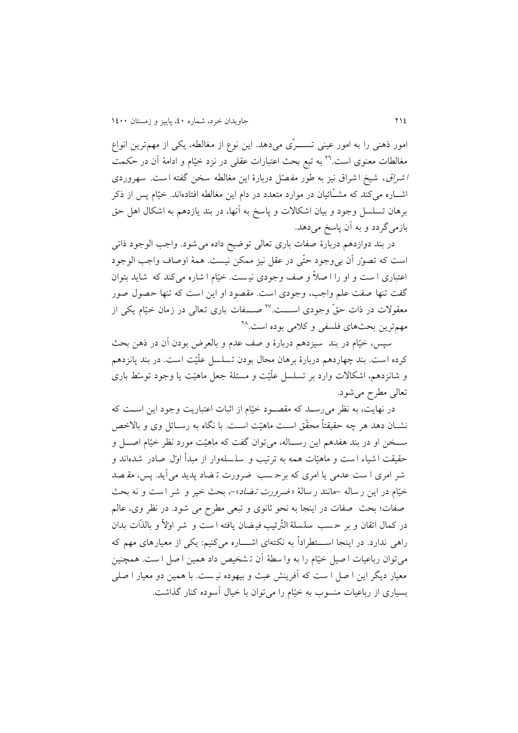امور ذهنی را به امور عینی تسری می‌دهد. این نوع از مغالطه، یکی از مهم‌ترین انواع مغالطات معنوی است.[26] به تبع بحث اعتبارات عقلی در نزد خیّام و ادامهٔ آن در حکمت *اشراق*، شیخ اشراق نیز به طور مفصّل دربارهٔ این مغالطه سخن گفته است. سهروردی اشاره می‌کند که مشّائیان در موارد متعدد در دام این مغالطه افتاده‌اند. خیّام پس از ذکر برهان تسلسل وجود و بیان اشکالات و پاسخ به آنها، در بند یازدهم به اشکال اهل حق بازمی‌گردد و به آن پاسخ می‌دهد.

در بند دوازدهم دربارهٔ صفات باری تعالی توضیح داده می‌شود. واجب الوجود ذاتی است که تصوّر آن بی‌وجود حتّی در عقل نیز ممکن نیست. همهٔ اوصاف واجب الوجود اعتباری است و او را اصلاً وصف وجودی نیست. خیّام اشاره می‌کند که شاید بتوان گفت تنها صفت علم واجب، وجودی است. مقصود او این است که تنها حصول صور معقولات در ذات حقّ وجودی است.[27] صفات باری تعالی در زمان خیّام یکی از مهم‌ترین بحث‌های فلسفی و کلامی بوده است.[28]

سپس، خیّام در بند سیزدهم دربارهٔ وصف عدم و بالعرض بودن آن در ذهن بحث کرده است. بند چهاردهم دربارهٔ برهان محال بودن تسلسل علّیّت است. در بند پانزدهم و شانزدهم، اشکالات وارد بر تسلسل علّیّت و مسئلهٔ جعل ماهیّت یا وجود توسّط باری تعالی مطرح می‌شود.

در نهایت، به نظر می‌رسد که مقصود خیّام از اثبات اعتباریت وجود این است که نشان دهد هر چه حقیقتاً محقّق است ماهیّت است. با نگاه به رسائل وی و بالاخص سخن او در بند هفدهم این رساله، می‌توان گفت که ماهیّت مورد نظر خیّام اصل و حقیقت اشیاء است و ماهیّات همه به ترتیب و سلسله‌وار از مبدأ اوّل صادر شده‌اند و شر امری است عدمی یا امری که برحسب ضرورت تضاد پدید می‌آید. پس، مقصد خیّام در این رساله –مانند رسالهٔ «*ضرورت تضاد*»–، بحث خیر و شر است و نه بحث صفات؛ بحث صفات در اینجا به نحو ثانوی و تبعی مطرح می شود. در نظر وی، عالم در کمال اتقان و بر حسب سلسلة التّرتیب فیضان یافته است و شر اوّلاً و بالذّات بدان راهی ندارد. در اینجا استطراداً به نکته‌ای اشاره می‌کنیم: یکی از معیارهای مهم که می‌توان رباعیات اصیل خیّام را به واسطهٔ آن تشخیص داد همین اصل است. همچنین معیار دیگر این اصل است که آفرینش عبث و بیهوده نیست. با همین دو معیار اصلی بسیاری از رباعیات منسوب به خیّام را می‌توان با خیال آسوده کنار گذاشت.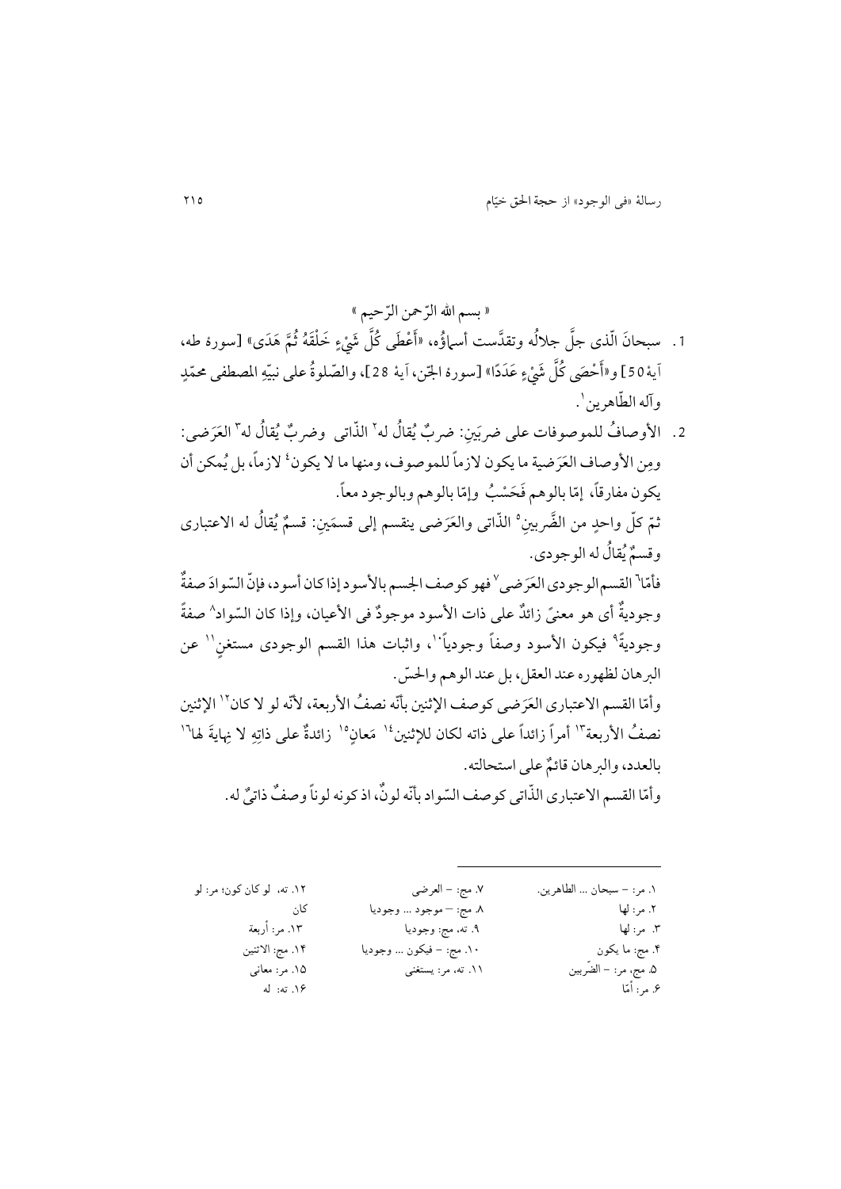« بسم الله الرّحمن الرّحيم »

1. سبحانَ الّذی جلَّ جلالُه وتقدَّست أسماؤُه، «أَعْطَى كُلَّ شَيْءٍ خَلْقَهُ ثُمَّ هَدَى» [سورهٔ طه، آيهٔ 50] و«أَحْصَى كُلَّ شَيْءٍ عَدَدًا» [سورهٔ الجّن، آيهٔ 28]، والصّلوةُ على نبيّهِ المصطفى محمّدٍ وآله الطّاهرين[1].

2. الأوصافُ للموصوفات على ضربَين: ضربٌ يُقالُ له[2] الذّاتی وضربٌ يُقالُ له[3] العَرَضی: ومِن الأوصاف العَرَضية ما يكون لازماً للموصوف، ومنها ما لا يكون[4] لازماً، بل يُمكن أن يكون مفارقاً، إمّا بالوهم فَحَسْبُ وإمّا بالوهم وبالوجود معاً.

ثمّ كلّ واحدٍ من الضَّربينِ[5] الذّاتی والعَرَضی ينقسم إلى قسمَينِ: قسمٌ يُقالُ له الاعتباری وقسمٌ يُقالُ له الوجودی.

فأمّا[6] القسم الوجودی العَرَضی[7] فهو كوصف الجسم بالأسود إذا كان أسود، فإنّ السّوادَ صفةٌ وجوديةٌ أی هو معنىً زائدٌ على ذات الأسود موجودٌ فی الأعيان، وإذا كان السّواد[8] صفةً وجوديةً[9] فيكون الأسود وصفاً وجودياً[10]، واثبات هذا القسم الوجودی مستغنٍ[11] عن البرهان لظهوره عند العقل، بل عند الوهم والحسّ.

وأمّا القسم الاعتباری العَرَضی كوصف الإثنين بأنّه نصفُ الأربعة، لأنّه لو لا كان[12] الإثنين نصفُ الأربعة[13] أمراً زائداً على ذاته لكان للإثنين[14] مَعانٍ[15] زائدةٌ على ذاتِهِ لا نِهايةَ لها[16] بالعدد، والبرهان قائمٌ على استحالته.

وأمّا القسم الاعتباری الذّاتی كوصف السّواد بأنّه لونٌ، اذ كونه لوناً وصفٌ ذاتیٌ له.

---

۱. مر: – سبحان ... الطاهرين.
۲. مر: لها
۳. مر: لها
۴. مج: ما يكون
۵. مج، مر: – الضّربين
۶. مر: أمّا
۷. مج: – العرضی
۸. مج: – موجود ... وجوديا
۹. ته، مج: وجوديا
۱۰. مج: – فيكون ... وجوديا
۱۱. ته، مر: يستغنی
۱۲. ته، لو كان كون؛ مر: لو كان
۱۳. مر: أربعة
۱۴. مج: الاثنين
۱۵. مر: معانی
۱۶. ته: له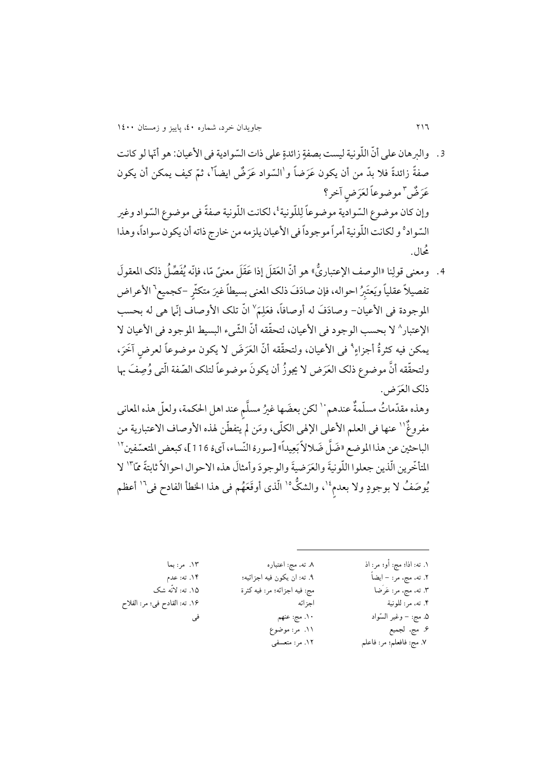3. والبرهان على أنّ اللّونية ليست بصفةٍ زائدةٍ على ذات السّوادية فی الأعيان: هو أنّها لو كانت صفةً زائدةً فلا بدّ من أن يكون عَرَضاً و[1]السّواد عَرَضٌ ايضاً[2]، ثمّ كيف يمكن أن يكون عَرَضٌ[3] موضوعاً لعَرَضٍ آخر؟

وإن كان موضوع السّوادية موضوعاً لِلّونية[4]، لكانت اللّونية صفةً فی موضوع السّواد وغير السّواد[5] و لكانت اللّونية أمراً موجوداً فی الأعيان يلزمه من خارج ذاته أن يكون سواداً، وهذا مُحال.

4. ومعنى قولِنا «الوصف الإعتباریُّ» هو أنّ العَقَل إذا عَقَلَ معنىً مّا، فإنّه يُفَصِّلُ ذلک المعقولَ تفصيلاً عقلياً ويَعتَبِرُ احواله، فإن صادَفَ ذلک المعنی بسيطاً غيرَ متكثّرٍ -كجميع[6] الأعراض الموجودة فی الأعيان- وصادَفَ له أوصافاً، فعَلِمَ[7] انّ تلک الأوصاف إنّها هی له بحسب الإعتبار[8] لا بحسب الوجود فی الأعيان، لتحقّقه أنّ الشّیء البسيط الموجود فی الأعيان لا يمكن فيه كثرةُ أجزاءٍ[9] فی الأعيان، ولتحقّقه أنّ العَرَضَ لا يكون موضوعاً لعرضٍ آخَرَ، ولتحقّقه أنَّ موضوع ذلک العَرَض لا يجوزُ أن يكونَ موضوعاً لتلک الصّفة الّتی وُصِفَ بها ذلک العَرَض.

وهذه مقدّماتٌ مسلّمةٌ عندهم[10] لكن بعضَها غيرُ مسلَّمٍ عند اهل الحكمة، ولعلّ هذه المعانی مفروغٌ[11] عنها فی العلم الأعلی الإلهی الكلّی، ومَن لم يتفطّن لهذه الأوصاف الاعتبارية من الباحثين عن هذا الموضع «ضَلَّ ضَلالاً بَعِيداً» [سورهٔ النّساء، آیهٔ 116]، كبعض المتعسّفين[12] المتأخّرين الّذين جعلوا اللّونيةَ والعَرَضيةَ والوجودَ وأمثالَ هذه الاحوال احوالاً ثابتةً ممّا[13] لا يُوصَفُ لا بوجودٍ ولا بعدمٍ[14]، والشکُّ[15] الّذی أوقَعَهُم فی هذا الخطأ الفادح فی[16] أعظم

---

١. ته: اذا؛ مج: أو؛ مر: اذ
٢. ته، مج، مر: – ايضاً
٣. ته، مج، مر: عَرَضا
٤. ته، مر: للونية
٥. مج: – وغير السّواد
٦. مج، لجميع
٧. مج: فافعلم؛ مر: فاعلم
٨. ته، مج: اعتباره
٩. ته: ان يكون فيه اجزائيه؛ مج: فيه اجزائه؛ مر: فيه كثرة اجزائه
١٠. مج: عنهم
١١. مر: موضوع
١٢. مر: متعسفی
١٣. مر: بما
١٤. ته: عدم
١٥. ته: لانّه شک
١٦. ته: القادح فی؛ مر: الفلاح فی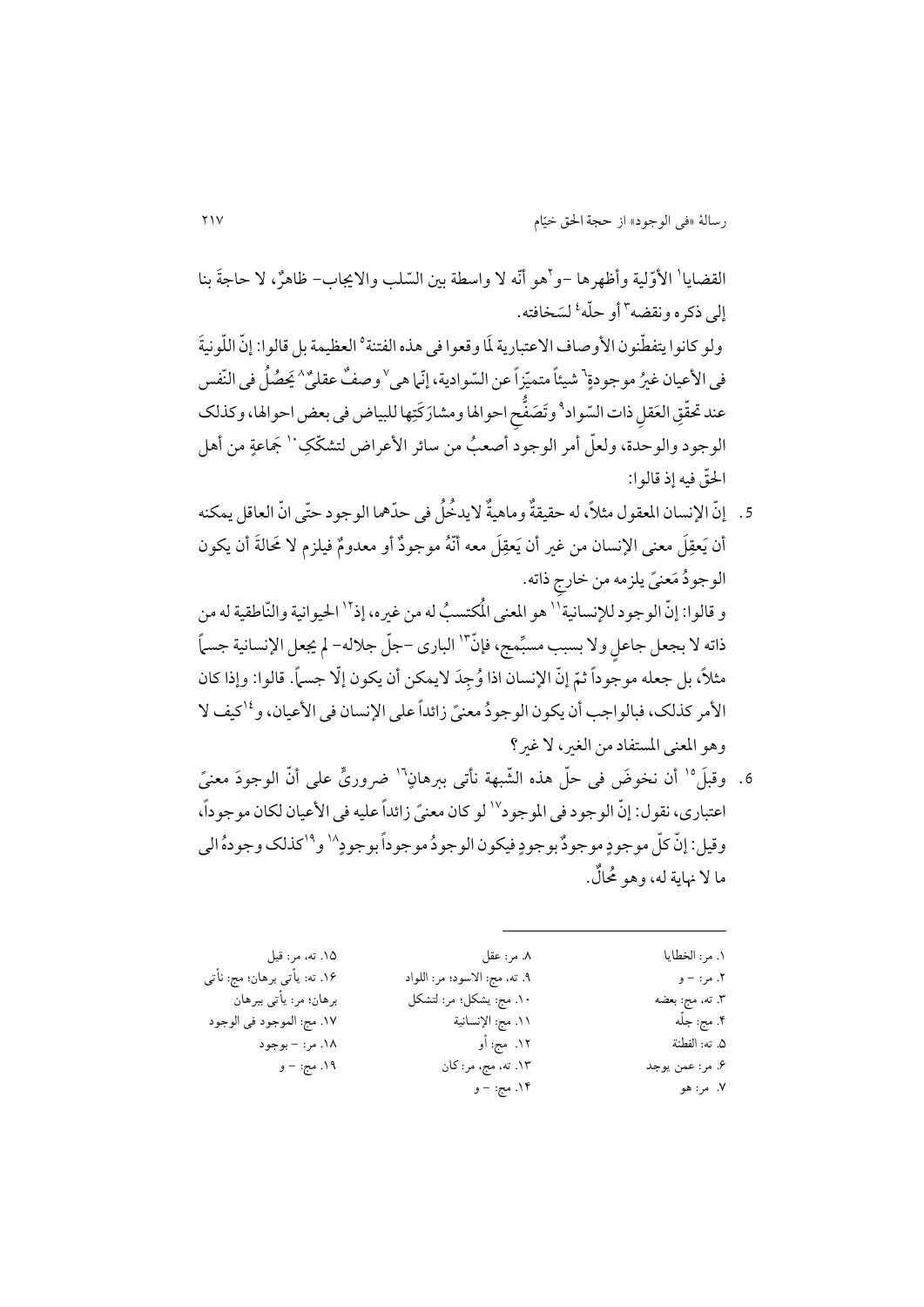القضايا[1] الأوّلية وأظهرها -و[2]هو أنّه لا واسطة بين السّلب والايجاب- ظاهرٌ، لا حاجةَ بنا إلى ذكره ونقضه[3] أو حلّه[4] لسَخافته.

ولو كانوا يتفطّنون الأوصاف الاعتبارية لَمّا وقعوا فى هذه الفتنة[5] العظيمة بل قالوا: إنّ اللّونيةَ فى الأعيان غيرُ موجودةٍ[6] شيئاً متميّزاً عن السّوادية، إنّما هى[7] وصفٌ عقلىٌّ[8] يَحصُلُ فى النّفس عند تحقّقِ العَقلِ ذات السّواد[9] وتَصَفُّحِ احوالها ومشارَكَتِها للبياض فى بعض احوالها، وكذلك الوجود والوحدة، ولعلّ أمر الوجود أصعبُ من سائر الأعراض لتشكّكِ[10] جَماعةٍ من أهل الحقّ فيه إذ قالوا:

5. إنّ الإنسان المعقول مثلاً، له حقيقةٌ وماهيةٌ لايدخُلُ فى حدّهما الوجود حتّى انّ العاقل يمكنه أن يَعقِلَ معنى الإنسان من غير أن يَعقِلَ معه أنّهُ موجودٌ أو معدومٌ فيلزم لا مَحالةَ أن يكون الوجودُ مَعنىً يلزمه من خارجِ ذاته.

و قالوا: إنّ الوجود للإنسانية[11] هو المعنى المُكتسبُ له من غيره، إذ[12] الحيوانية والنّاطقية له من ذاته لا بجعل جاعلٍ ولا بسبب مسبِّمجٍ، فإنّ[13] البارى -جلّ جلاله- لم يجعل الإنسانية جسماً مثلاً، بل جعله موجوداً ثمّ إنّ الإنسان اذا وُجِدَ لايمكن أن يكون إلّا جسماً. قالوا: وإذا كان الأمر كذلك، فبالواجب أن يكون الوجودُ معنىً زائداً على الإنسان فى الأعيان، و[14]كيف لا وهو المعنى المستفاد من الغير، لا غير؟

6. وقبلَ[15] أن نخوضَ فى حلّ هذه الشّبهة نأتى ببرهانٍ[16] ضروريٍّ على أنّ الوجودَ معنىً اعتبارى، نقول: إنّ الوجود فى الموجود[17] لو كان معنىً زائداً عليه فى الأعيان لكان موجوداً، وقيل: إنّ كلّ موجودٍ موجودٌ بوجودٍ فيكون الوجودُ موجوداً بوجودٍ[18] و[19]كذلك وجودهُ الى ما لا نهاية له، وهو مُحالٌ.

---

1. مر: الخطايا
2. مر: – و
3. ته، مج: بعضه
4. مج: جلّه
5. ته: الفطنة
6. مر: عمن يوجد
7. مر: هو
8. مر: عقل
9. ته، مج: الاسود؛ مر: اللواد
10. مج: يشكل؛ مر: لتشكل
11. مج: الإنسانية
12. مج: أو
13. ته، مج، مر: كان
14. مج: – و
15. ته، مر: قبل
16. ته: يأتى برهان؛ مج: نأتى برهان؛ مر: يأتى ببرهان
17. مج: الموجود فى الوجود
18. مر: – بوجود
19. مج: – و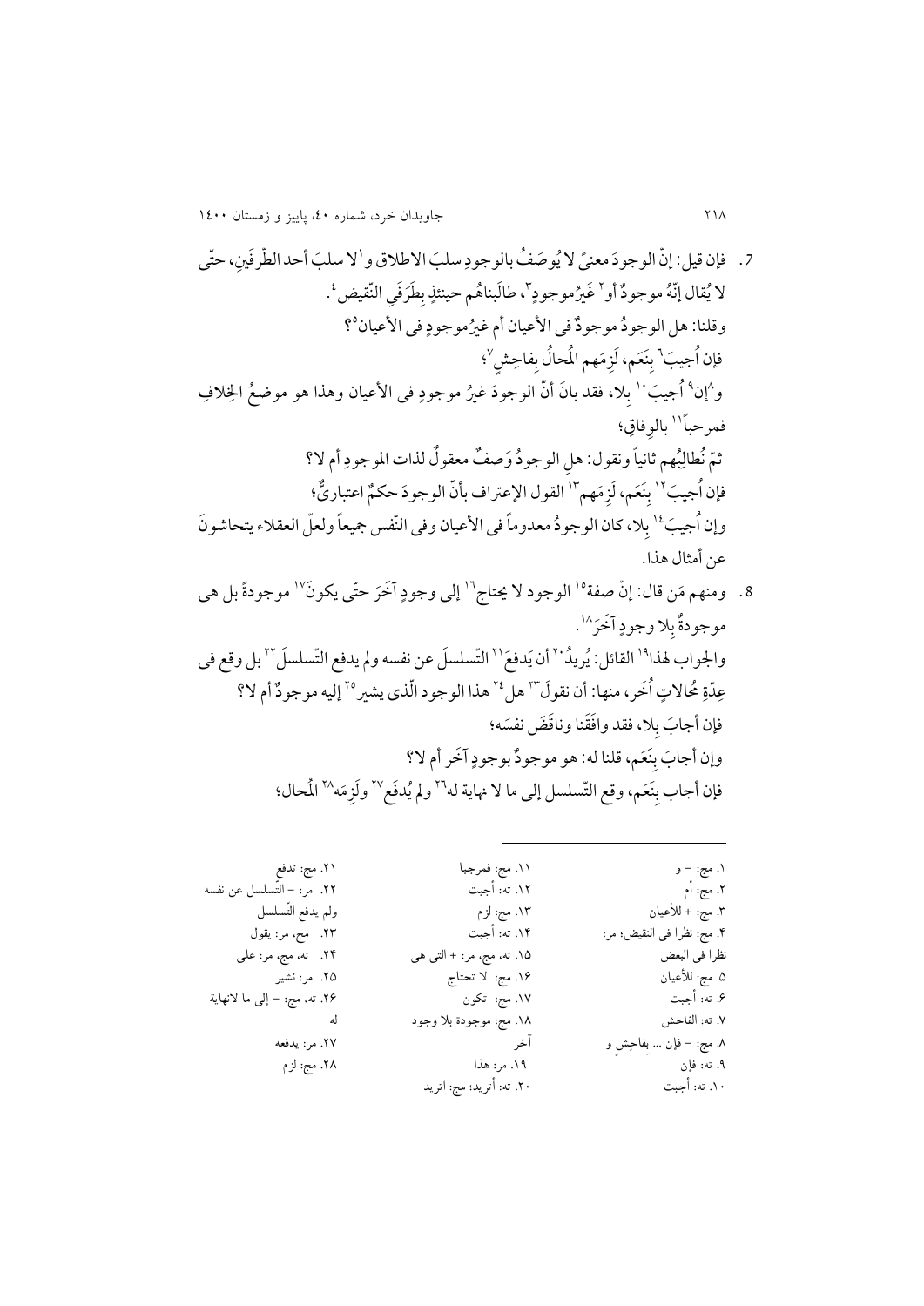7. فإن قيل: إنّ الوجودَ معنىً لا يُوصَفُ بالوجودِ سلبَ الاطلاق و[1]لا سلبَ أحد الطّرَفَين، حتّى لا يُقال إنّهُ موجودٌ أو[2] غَيرُموجودٍ[3]، طالَبناهُم حينئذٍ بِطَرَفَي النّقيض[4].

وقلنا: هل الوجودُ موجودٌ في الأعيان أم غيرُموجودٍ في الأعيان[5]؟

فإن أُجيبَ[6] بنَعَم، لَزِمَهم المُحالُ بفاحِشٍ[7]؛

و[8]إن[9] أُجيبَ[10] بلا، فقد بانَ أنّ الوجودَ غيرُ موجودٍ في الأعيان وهذا هو موضعُ الخِلافِ فمرحباً[11] بالوِفاقِ؛

ثمّ نُطالِبُهم ثانياً ونقول: هلِ الوجودُ وَصفٌ معقولٌ لذات الموجودِ أم لا؟

فإن أُجيبَ[12] بنَعَم، لَزِمَهم[13] القول الإعتراف بأنّ الوجودَ حكمٌ اعتباريٌّ؛

وإن أُجيبَ[14] بلا، كان الوجودُ معدوماً في الأعيان وفي النّفس جميعاً ولعلّ العقلاء يتحاشونَ عن أمثال هذا.

8. ومنهم مَن قال: إنّ صفة[15] الوجود لا يحتاج[16] إلى وجودٍ آخَرَ حتّى يكونَ[17] موجودةً بل هي موجودةٌ بلا وجودٍ آخَرَ[18].

والجواب لهذا[19] القائل: يُريدُ[20] أن يَدفعَ[21] التّسلسلَ عن نفسه ولم يدفع التّسلسلَ[22] بل وقع في عِدّةِ مُحالاتٍ أُخَر، منها: أن نقولَ[23] هل[24] هذا الوجود الّذي يشير[25] إليه موجودٌ أم لا؟

فإن أجابَ بلا، فقد وافَقَنا وناقَضَ نفسَه؛

وإن أجابَ بنَعَم، قلنا له: هو موجودٌ بوجودٍ آخَر أم لا؟

فإن أجاب بِنَعَم، وقع التّسلسل إلى ما لا نهاية له[26] ولم يُدفَع[27] ولَزِمَه[28] المُحال؛

---

١. مج: – و
٢. مج: أم
٣. مج: + للأعيان
٤. مج: نظرا في النقيض؛ مر: نظرا في البعض
٥. مج: للأعيان
٦. ته: أجبت
٧. ته: الفاحش
٨. مج: – فإن ... بفاحِشٍ و
٩. ته: فإن
١٠. ته: أجبت
١١. مج: فمرجبا
١٢. ته: أجبت
١٣. مج: لزم
١٤. ته: أجبت
١٥. ته، مج، مر: + التي هي
١٦. مج: لا تحتاج
١٧. مج: تكون
١٨. مج: موجودة بلا وجود آخر
١٩. مر: هذا
٢٠. ته: أتريد؛ مج: اتريد
٢١. مج: تدفع
٢٢. مر: – التّسلسل عن نفسه ولم يدفع التّسلسل
٢٣. مج، مر: يقول
٢٤. ته، مج، مر: على
٢٥. مر: نشير
٢٦. ته، مج: – إلى ما لانهاية له
٢٧. مر: يدفعه
٢٨. مج: لزم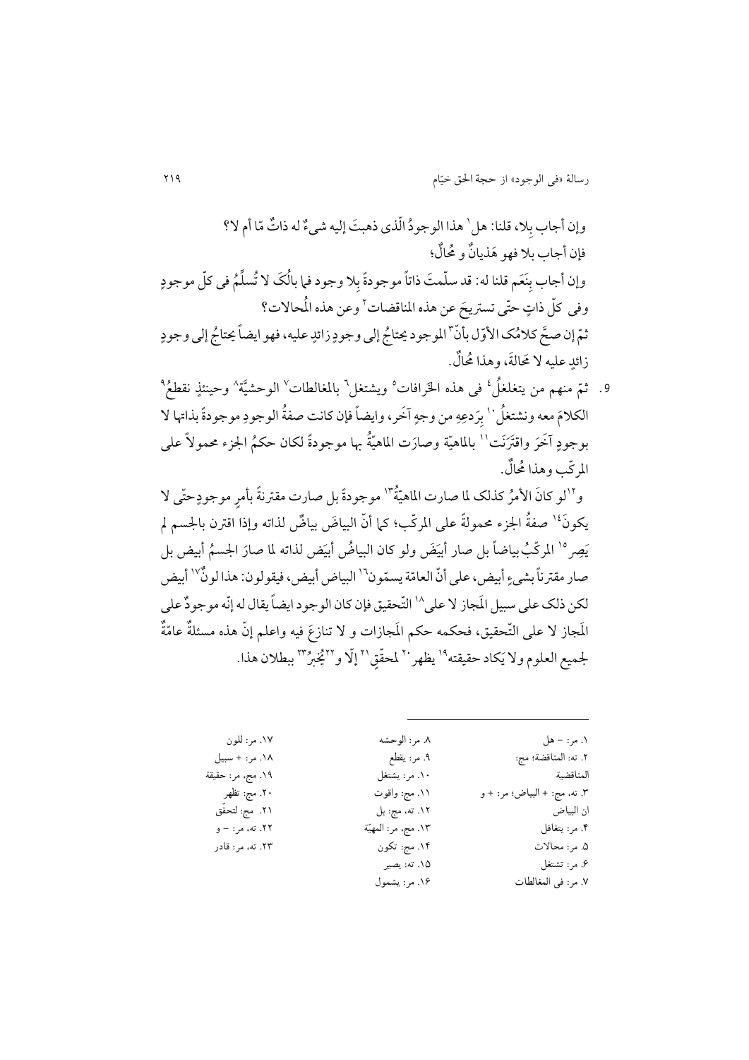وإن أجاب بلا، قلنا: هل[1] هذا الوجودُ الّذى ذهبتَ إليه شىءٌ له ذاتٌ مّا أم لا؟

فإن أجاب بلا فهو هَذيانٌ و مُحالٌ؛

وإن أجاب بنَعَم قلنا له: قد سلّمتَ ذاتاً موجودةً بِلا وجود فما بالُكَ لا تُسلِّمُ فى كلّ موجودٍ وفى كلّ ذاتٍ حتّى تستريحَ عن هذه المناقضات[2] وعن هذه المُحالات؟

ثمّ إن صحَّ كلامُک الأوّل بأنّ[3] الموجود يحتاجُ إلى وجودٍ زائدٍ عليه، فهو ايضاً يحتاجُ إلى وجودٍ زائدٍ عليه لا مَحالةَ، وهذا مُحالٌ.

٩. ثمّ منهم من يتغلغَلُ[4] فى هذه الخَرافات[5] ويشتغل[6] بالمغالطات[7] الوحشيّة[8] وحينئذٍ نقطعُ[9] الكلامَ معه ونشتغلُ[10] بِرَدعِهِ من وجهٍ آخَر، وايضاً فإن كانت صفةُ الوجودِ موجودةً بذاتها لا بوجودٍ آخَرَ واقتَرَنَت[11] بالماهيّة وصارَت الماهيّةُ بها موجودةً لكان حكمُ الجزء محمولاً على المركّب وهذا مُحالٌ.

و[12]لو كانَ الأمرُ كذلک لما صارت الماهيّةُ[13] موجودةً بل صارت مقترنةً بأمرٍ موجودٍ حتّى لا يكونَ[14] صفةُ الجزء محمولةً على المركّب؛ كما أنّ البياضَ بياضٌ لذاته وإذا اقترن بالجسم لم يَصِر[15] المركّبُ بياضاً بل صار أبيَضَ ولو كان البياضُ أبيَض لذاته لما صارَ الجسمُ أبيض بل صار مقترناً بشىءٍ أبيض، على أنّ العامّة يسمّون[16] البياض أبيض، فيقولون: هذا لونٌ[17] أبيض لكن ذلک على سبيل المَجاز لا على[18] التّحقيق فإن كان الوجود ايضاً يقال له إنّه موجودٌ على المَجاز لا على التّحقيق، فحكمه حكم المَجازات و لا تنازعَ فيه واعلم إنّ هذه مسئلةٌ عامّةٌ لجميع العلوم ولا يَكاد حقيقته[19] يظهر[20] لمحقّقٍ[21] إلّا و[22]يُخبِرُ[23] ببطلان هذا.

---

١. مر: – هل
٢. ته: المناقضة؛ مج: المناقضة
٣. ته، مج: + البياض؛ مر: + و ان البياض
٤. مر: يتغافل
٥. مر: محالات
٦. مر: تشتغل
٧. مر: فى المغالطات
٨. مر: الوحشه
٩. مر: يقطع
١٠. مر: يشتغل
١١. مج: واقوت
١٢. ته، مج: بل
١٣. مج، مر: المهيّة
١٤. مج: تكون
١٥. ته: يصير
١٦. مر: يشمول
١٧. مر: للون
١٨. مر: + سبيل
١٩. مج، مر: حقيقة
٢٠. مج: تظهر
٢١. مج: لتحقّق
٢٢. ته، مر: – و
٢٣. ته، مر: قادر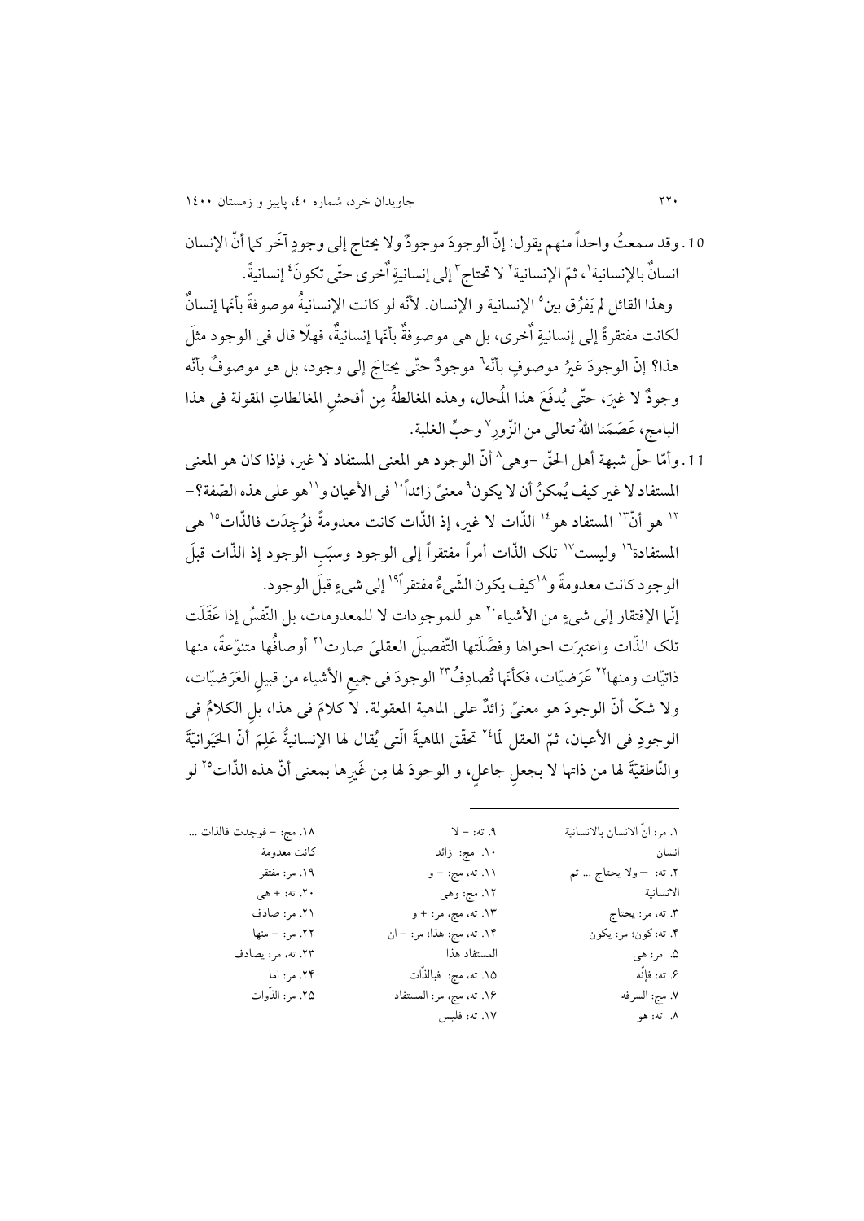10. وقد سمعتُ واحداً منهم يقول: إنّ الوجودَ موجودٌ ولا يحتاج إلى وجودٍ آخَر كما أنّ الإنسان انسانٌ بالإنسانية[1]، ثمّ الإنسانية[2] لا تحتاج[3] إلى إنسانيةٍ أُخرى حتّى تكونَ[4] إنسانيةً.

وهذا القائل لم يَفرُق بين[5] الإنسانية و الإنسان. لأنّه لو كانت الإنسانيةُ موصوفةً بأنّها إنسانٌ لكانت مفتقرةً إلى إنسانيةٍ أُخرى، بل هى موصوفةٌ بأنّها إنسانيةٌ، فهلّا قال فى الوجود مثلَ هذا؟ إنّ الوجودَ غيرُ موصوفٍ بأنّه[6] موجودٌ حتّى يحتاجَ إلى وجود، بل هو موصوفٌ بأنّه وجودٌ لا غيرَ، حتّى يُدفَعَ هذا المُحال، وهذه المغالطةُ مِن أفحشِ المغالطاتِ المقولة فى هذا البامج، عَصَمَنا اللهُ تعالى من الزّورِ[7] وحبِّ الغلبة.

11. وأمّا حلّ شبهة أهل الحقّ –وهى[8] أنّ الوجود هو المعنى المستفاد لا غير، فإذا كان هو المعنى المستفاد لا غير كيف يُمكنُ أن لا يكون[9] معنىً زائداً[10] فى الأعيان و[11]هو على هذه الصّفة؟– [12] هو أنّ[13] المستفاد هو[14] الذّات لا غير، إذ الذّات كانت معدومةً فوُجِدَت فالذّات[15] هى المستفادة[16] وليست[17] تلك الذّات أمراً مفتقراً إلى الوجود وسبَبِ الوجود إذ الذّات قبلَ الوجود كانت معدومةً و[18]كيف يكون الشّىءُ مفتقراً[19] إلى شىءٍ قبلَ الوجود.

إنّما الإفتقار إلى شىءٍ من الأشياء[20] هو للموجودات لا للمعدومات، بل النّفسُ إذا عَقَلَت تلك الذّات واعتبرَت احوالها وفصَّلَتها التّفصيلَ العقلىَ صارت[21] أوصافُها متنوّعةً، منها ذاتيّات ومنها[22] عَرَضيّات، فكأنّها تُصادِفُ[23] الوجودَ فى جميع الأشياء من قبيلِ العَرَضيّات، ولا شكّ أنّ الوجودَ هو معنىً زائدٌ على الماهية المعقولة. لا كلامَ فى هذا، بلِ الكلامُ فى الوجودِ فى الأعيان، ثمّ العقل لمّا[24] تحقّق الماهيةَ الّتى يُقال لها الإنسانيةُ عَلِمَ أنّ الحَيَوانيّةَ والنّاطقيّةَ لها من ذاتها لا بجعلِ جاعلٍ، و الوجودَ لها مِن غَيرِها بمعنى أنّ هذه الذّات[25] لو

---

1. مر: انّ الانسان بالانسانية انسان
2. ته: –ولا يحتاج ... ثم الانسانية
3. ته، مر: يحتاج
4. ته: كون؛ مر: يكون
5. مر: هى
6. ته: فإنّه
7. مج: السرفه
8. ته: هو
9. ته: – لا
10. مج: زائد
11. ته، مج: – و
12. مج: وهى
13. ته، مج، مر: + و
14. ته، مج: هذا؛ مر: – ان المستفاد هذا
15. ته، مج: فبالذّات
16. ته، مج، مر: المستفاد
17. ته: فليس
18. مج: – فوجدت فالذات ... كانت معدومة
19. مر: مفتقر
20. ته: + هى
21. مر: صادف
22. مر: – منها
23. ته، مر: يصادف
24. مر: اما
25. مر: الذّوات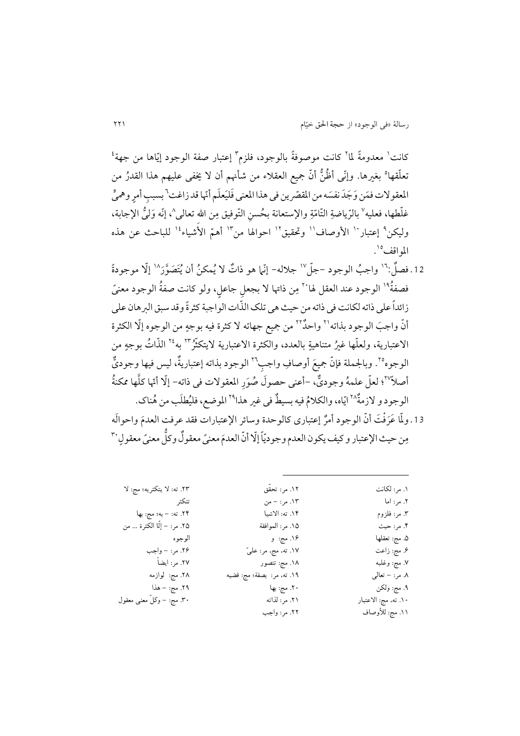كانت[1] معدومةً لما[2] كانت موصوفةً بالوجود، فلزم[3] إعتبار صفة الوجود إيّاها من جهة[4] تعلّقها[5] بغيرها. وإنّى أظُنُّ أنّ جميع العقلاء من شأنهم أن لا يخفى عليهم هذا القدرُ من المعقولات فمَن وَجَدَ نفسَه من المقصّرين فى هذا المعنى فَلْيَعلَم أنّها قد زاغت[6] بسببِ أمرٍ وهميٍّ غلّطها، فعليه[7] بالرّياضةِ التّامّةِ والإستعانة بحُسنِ التّوفيق مِن الله تعالى[8]، إنّه وَليُّ الإجابة، وليكن[9] إعتبار[10] الأوصاف[11] وتحقيق[12] احوالها من[13] أهمّ الأشياء[14] للباحث عن هذه المواقف[15].

12. فصلٌ:[16] واجبُ الوجود -جلّ[17] جلاله- إنّها هو ذاتٌ لا يُمكنُ أن يُتَصَوَّرَ[18] إلّا موجودةً فصفةُ[19] الوجود عند العقل لها[20] مِن ذاتها لا بجعلِ جاعلٍ، ولو كانت صفةُ الوجود معنىً زائداً على ذاته لكانت فى ذاته من حيث هى تلك الذّات الواجبة كثرةً وقد سبق البرهان على أنّ واجبَ الوجود بذاته[21] واحدٌ[22] من جميع جهاته لا كثرة فيه بوجهٍ من الوجوه إلّا الكثرة الاعتبارية، ولعلّها غيرُ متناهيةٍ بالعدد، والكثرة الاعتبارية لايتكثّرُ[23] به[24] الذّاتُ بوجهٍ من الوجوه[25]. وبالجملة فإنّ جميعَ أوصافِ واجبِ[26] الوجود بذاته إعتباريةٌ، ليس فيها وجوديٌّ أصلاً[27]؛ لعلّ علمهُ وجوديٌّ، -أعنى حصولَ صُوَرِ المعقولات فى ذاته- إلّا أنّها كلَّها ممكنةُ الوجود و لازمةٌ[28] ايّاه، والكلامُ فيه بسيطٌ فى غير هذا[29] الموضع، فليُطلَب من هُناک.

13. ولّما عَرَفْتَ أنّ الوجود أمرٌ إعتبارى كالوحدة وسائر الإعتبارات فقد عرفت العدمَ واحوالَه مِن حيث الإعتبار و كيف يكون العدم وجوديّاً إلّا أنّ العدمَ معنىً معقولٌ وكلُّ معنىً معقولٍ[30]

---

١. مر: لكانت
٢. مر: اما
٣. مر: فلزوم
٤. مر: حيث
٥. مج: تعقلها
٦. مج: زاعت
٧. مج: وغلبه
٨. مر: – تعالى
٩. مج: ولكن
١٠. ته، مج: الاعتبار
١١. مج: للأوصاف
١٢. مر: تحقّق
١٣. مر: – من
١٤. ته: الاشيا
١٥. مر: الموافقة
١٦. مج: و
١٧. ته، مج، مر: علىّ
١٨. مج: تتصور
١٩. ته، مر: بصفة؛ مج: قضيه
٢٠. مج: بها
٢١. مر: لذاته
٢٢. مر: واجب
٢٣. ته: لا يتكثريه؛ مج: لا تتكثر
٢٤. ته: – به؛ مج: بها
٢٥. مر: – إلّا الكثرة ... من الوجوه
٢٦. مر: – واجب
٢٧. مر: ايضاً
٢٨. مج: لوازمه
٢٩. مج: – هذا
٣٠. مج: – وكلّ معنى معقول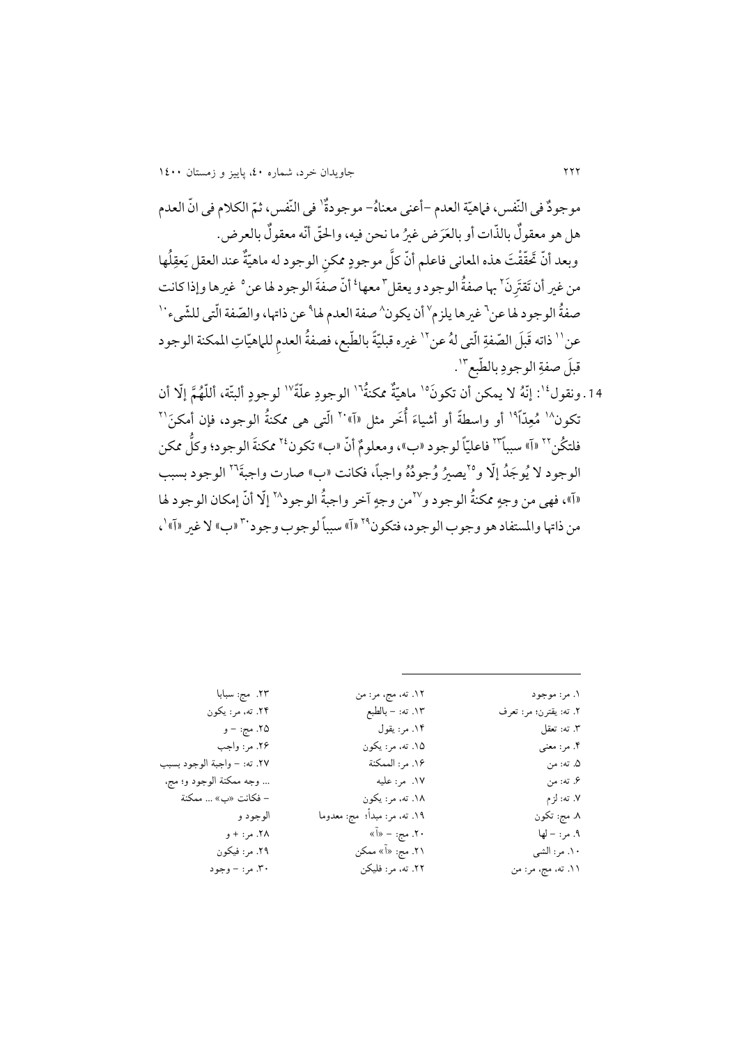موجودٌ فی النّفس، فماهیّة العدم -أعنی معناهُ- موجودةٌ[1] فی النّفس، ثمّ الکلام فی انّ العدم هل هو معقولٌ بالذّات أو بالعَرَض غیرُ ما نحن فیه، والحقّ أنّه معقولٌ بالعرض.

وبعد أنّ تَحَقّقْتَ هذه المعانی فاعلم أنّ کلَّ موجودٍ ممکنِ الوجود له ماهیّةٌ عند العقل یَعقِلُها من غیر أن تَقتَرِنَ[2] بها صفةُ الوجود و یعقل[3] معها[4] أنّ صفةَ الوجود لها عن[5] غیرها وإذا کانت صفةُ الوجود لها عن[6] غیرها یلزم[7] أن یکون[8] صفة العدم لها[9] عن ذاتها، والصّفة الّتی للشّیء[10] عن[11] ذاته قَبلَ الصّفةِ الّتی لهُ عن[12] غیره قبلیّةً بالطّبع، فصفةُ العدمِ للماهیّاتِ الممکنة الوجود قبلَ صفةِ الوجودِ بالطّبع[13].

14. ونقول[14]: إنّهُ لا یمکن أن تکونَ[15] ماهیّةٌ ممکنةُ[16] الوجودِ علّةً[17] لوجودٍ ألبتّة، اَللّهُمَّ إلّا أن تکون[18] مُعِدّاً[19] أو واسطةً أو أشیاءَ أُخَر مثل «آ»[20] الّتی هی ممکنةُ الوجود، فإن أمکنَ[21] فلتکُن[22] «آ» سبباً[23] فاعلیّاً لوجود «ب»، ومعلومٌ أنّ «ب» تکون[24] ممکنةَ الوجود؛ وکلُّ ممکن الوجود لا یُوجَدُ إلّا و[25]یصیرُ وُجودُهُ واجباً، فکانت «ب» صارت واجبةَ[26] الوجود بسبب «آ»، فهی من وجهٍ ممکنةُ الوجود و[27]من وجهٍ آخر واجبةُ الوجود[28] إلّا أنّ إمکان الوجود لها من ذاتها والمستفاد هو وجوب الوجود، فتکون[29] «آ» سبباً لوجوب وجود[30] «ب» لا غیر «آ»[1]،

---

۱. مر: موجود
۲. ته: یقترن؛ مر: تعرف
۳. ته: تعقل
۴. مر: معنی
۵. ته: من
۶. ته: من
۷. ته: لزم
۸. مج: تکون
۹. مر: - لها
۱۰. مر: الشی
۱۱. ته، مج، مر: من
۱۲. ته، مج، مر: من
۱۳. ته: - بالطبع
۱۴. مر: یقول
۱۵. ته، مر: یکون
۱۶. مر: الممکنة
۱۷. مر: علیه
۱۸. ته، مر: یکون
۱۹. ته، مر: مبدأ؛ مج: معدوما
۲۰. مج: - «آ»
۲۱. مج: «آ» ممکن
۲۲. ته، مر: فلیکن
۲۳. مج: سبابا
۲۴. ته، مر: یکون
۲۵. مج: - و
۲۶. مر: واجب
۲۷. ته: - واجبة الوجود بسبب ... وجه ممکنة الوجود و؛ مج، - فکانت «ب» ... ممکنة الوجود و
۲۸. مر: + و
۲۹. مر: فیکون
۳۰. مر: - وجود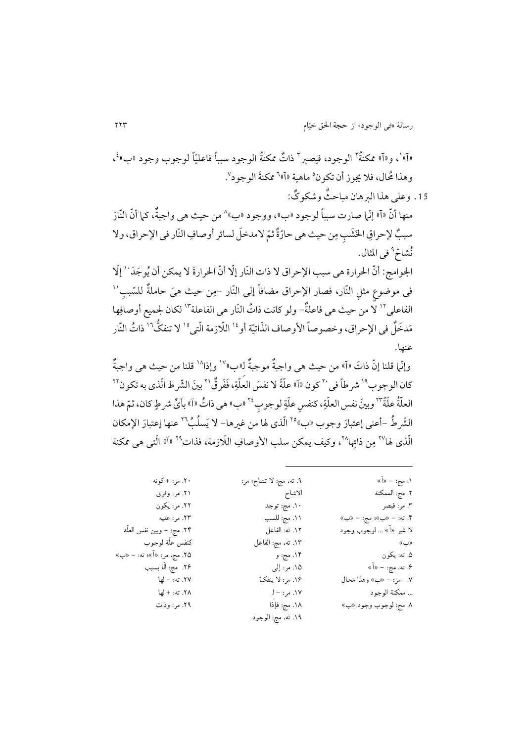«آ»[1]، و«آ» ممكنةُ[2] الوجود، فيصير[3] ذاتٌ ممكنةُ الوجود سبباً فاعليّاً لوجوب وجود «ب»[4]، وهذا مُحال، فلا يجوز أن تكون[5] ماهية «آ»[6] ممكنةَ الوجود[7].

15. وعلى هذا البرهان مباحثٌ وشكوكٌ:

منها أنّ «آ» إنّما صارت سبباً لوجود «ب»، ووجود «ب»[8] من حيث هى واجبةٌ، كما أنّ النّارَ سببٌ لإحراقِ الخَشَبِ مِن حيث هى حارّةٌ ثمّ لامدخلَ لسائر أوصافِ النّار فى الإحراق، ولا نُشاحّ[9] فى المثال.

الجوامح: أنّ الحرارة هى سبب الإحراق لا ذات النّار إلّا أنّ الحرارةَ لا يمكن أن يُوجَدَ[10] إلّا فى موضوعٍ مثلِ النّار، فصار الإحراق مضافاً إلى النّار -مِن حيث هىَ حاملةٌ للسّببِ[11] الفاعلى[12] لا من حيث هى فاعلةٌ- ولو كانت ذاتُ النّار هى الفاعلة[13] لكان لجميع أوصافِها مَدخَلٌ فى الإحراق، وخصوصاً الأوصاف الذّاتيّة أو[14] اللّازمة الّتى[15] لا تنفكُّ[16] ذاتُ النّار عنها.

وإنّما قلنا إنّ ذاتَ «آ» من حيث هى واجبةٌ موجبةٌ لـ«ب»[17] وإذا[18] قلنا من حيث هى واجبةٌ كان الوجوب[19] شرطاً فى[20] كون «آ» علّةً لا نفسَ العلّةِ، فَفَرقٌ[21] بينَ الشّرط الّذى به تكون[22] العلّةُ علّةً[23] وبينَ نفس العلّةِ، كنفسِ علّةٍ لوجوبِ[24] «ب» هى ذاتُ «آ» بأىِّ شرطٍ كان، ثمّ هذا الشّرطُ -أعنى إعتبارَ وجوب «ب»[25] الّذى لها من غيرها- لا يَسلُبُ[26] عنها إعتبارَ الإمكان الّذى لها[27] مِن ذاتِها[28]، وكيف يمكن سلب الأوصافِ اللّازمة، فذات[29] «آ» الّتى هى ممكنة

---

۱. مج: - «آ»
۲. مج: الممكنة
۳. مر: فيصر
۴. ته: - «ب»؛ مج: - «ب» لا غير «آ» ... لوجوب وجود «ب»
۵. ته: يكون
۶. ته، مج: - «آ»
۷. مر: - «ب» وهذا محال ... ممكنة الوجود
۸. مج: لوجوب وجود «ب»
۹. ته، مج: لا تشاح؛ مر: الاشاح
۱۰. مج: توجد
۱۱. مج: للسب
۱۲. ته: الفاعل
۱۳. ته، مج: الفاعل
۱۴. مج: و
۱۵. مر: إلى
۱۶. مر: لا ينفكّ
۱۷. مر: - لـ
۱۸. مج: فإذا
۱۹. ته، مج: الوجود
۲۰. مر: + كونه
۲۱. مر: وفرق
۲۲. مر: يكون
۲۳. مر: عليه
۲۴. مج: - وبين نفس العلّة كنفس علّة لوجوب
۲۵. مج، مر: «آ»؛ ته: - «ب»
۲۶. مج: الّا بسبب
۲۷. ته: - لها
۲۸. ته: + لها
۲۹. مر: وذات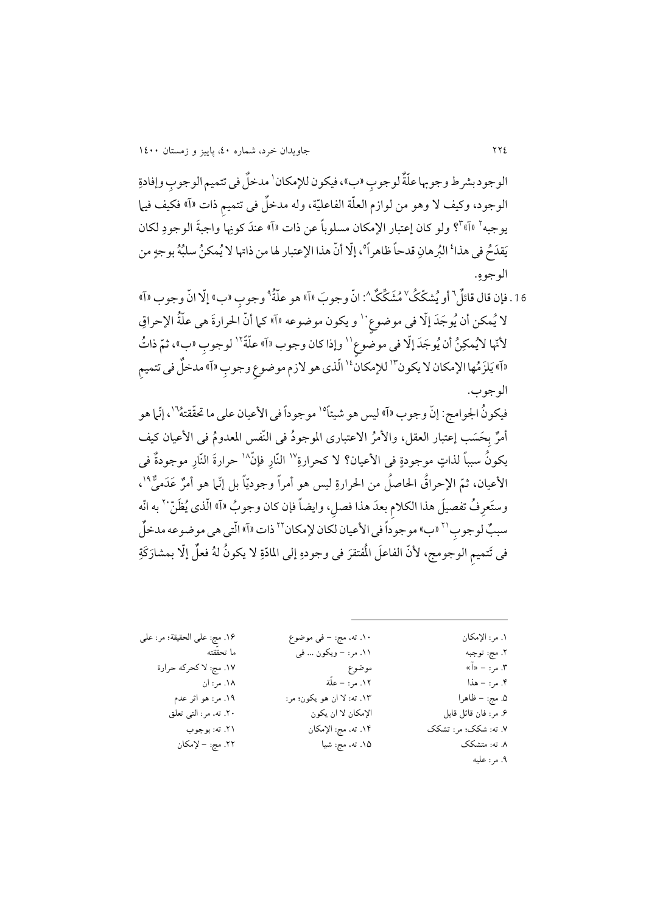الوجود بشرط وجوبها علّةٌ لوجوبِ «ب»، فيكون للإمكان[1] مدخلٌ فى تتميم الوجوبِ وإفادةِ الوجود، وكيف لا وهو من لوازم العلّة الفاعليّة، وله مدخلٌ فى تتميم ذات «آ» فكيف فيما يوجبه[2] «آ»[3]؟ ولو كان إعتبار الإمكان مسلوباً عن ذات «آ» عندَ كونها واجبةَ الوجودِ لكان يَقدَحُ فى هذا[4] البُرهانِ قدحاً ظاهراً[5]، إلّا أنّ هذا الإعتبار لها من ذاتها لا يُمكنُ سلبُهُ بوجهٍ من الوجوه.

16. فإن قال قائلٌ[6] أو يُشكّكُ[7] مُشَكِّكٌ[8]: انّ وجوبَ «آ» هو علّةٌ[9] وجوبِ «ب» إلّا انّ وجوب «آ» لا يُمكن أن يُوجَدَ إلّا فى موضوعٍ[10] و يكون موضوعه «آ» كما أنّ الحرارةَ هى علّةُ الإحراقِ لأنّها لايُمكِنُ أن يُوجَدَ إلّا فى موضوعٍ[11] وإذا كان وجوب «آ» علّةً[12] لوجوبِ «ب»، ثمّ ذاتُ «آ» يَلزَمُها الإمكان لا يكون[13] للإمكانِ[14] الّذى هو لازم موضوعِ وجوبِ «آ» مدخلٌ فى تتميمِ الوجوب.

فيكونُ الجوامج: إنّ وجوب «آ» ليس هو شيئاً[15] موجوداً فى الأعيان على ما تحقّقته[16]، إنّما هو أمرٌ بِحَسَب إعتبار العقل، والأمرُ الاعتبارى الموجودُ فى النّفس المعدومُ فى الأعيان كيف يكونُ سبباً لذاتٍ موجودةٍ فى الأعيان؟ لا كحرارةِ[17] النّارِ فإنّ[18] حرارةَ النّارِ موجودةٌ فى الأعيان، ثمّ الإحراقُ الحاصلُ من الحرارةِ ليس هو أمراً وجوديّاً بل إنّما هو أمرٌ عَدَميٌّ[19]، وستَعرِفُ تفصيلَ هذا الكلام بعدَ هذا فصلٍ، وايضاً فإن كان وجوبُ «آ» الّذى يُظَنّ[20] به انّه سببٌ لوجوبِ[21] «ب» موجوداً فى الأعيان لكان لإمكان[22] ذات «آ» الّتى هى موضوعه مدخلٌ فى تَتميمِ الوجومج، لأنّ الفاعلَ الْمُفتقرَ فى وجودهِ إلى المادّةِ لا يكونُ لهُ فعلٌ إلّا بمشارَكَةِ

---

1. مر: الإمكان
2. مج: توجبه
3. مر: – «آ»
4. مر: – هذا
5. مج: – ظاهرا
6. مر: فان قائل قابل
7. ته: شكك؛ مر: تشكك
8. ته: متشكك
9. مر: عليه
10. ته، مج: – فى موضوع
11. مر: – ويكون ... فى موضوع
12. مر: – علّة
13. ته: لا ان هو يكون؛ مر: الإمكان لا ان يكون
14. ته، مج: الإمكان
15. ته، مج: شيا
16. مج: على الحقيقة؛ مر: على ما تحققته
17. مج: لا كحركه حرارة
18. مر: ان
19. مر: هو اثر عدم
20. ته، مر: التى تعلق
21. ته: بوجوب
22. مج: – لإمكان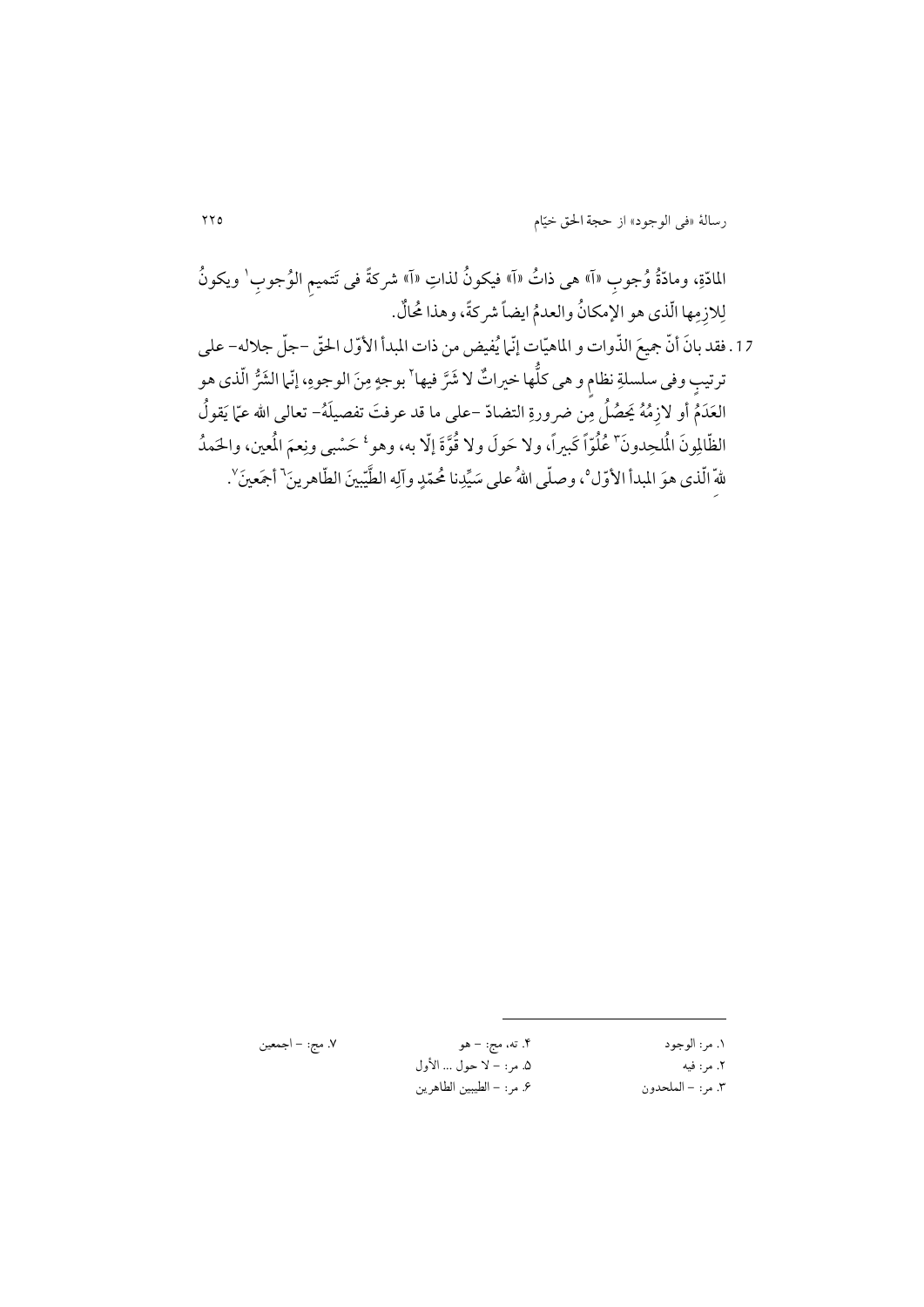المادّةِ، ومادّةُ وُجوبِ «آ» هی ذاتُ «آ» فیکونُ لذاتِ «آ» شرکةً فی تَتمیمِ الوُجوبِ[1] ویکونُ لِلازِمِها الّذی هو الإمکانُ والعدمُ ایضاً شرکةً، وهذا مُحالٌ.

17. فقد بانَ أنّ جمیعَ الذّوات و الماهیّات إنّما یُفیض من ذات المبدأ الأوّل الحقّ –جلّ جلاله– علی ترتیبٍ وفی سلسلةِ نظامٍ و هی کلُّها خیراتٌ لا شَرَّ فیها[2] بوجهٍ مِنَ الوجوهِ، إنّما الشَرُّ الّذی هو العَدَمُ أو لازِمُهُ یَحصُلُ مِن ضرورةِ التضادّ –علی ما قد عرفتَ تفصیلَهُ– تعالی الله عمّا یَقولُ الظّالِمونَ الْمُلحِدونَ[3] عُلُوّاً کَبیراً، ولا حَولَ ولا قُوَّةَ إلّا به، وهو[4] حَسْبی ونِعمَ الْمُعین، والحَمدُ للهِ الّذی هوَ المبدأ الأوّل[5]، وصلّی اللهُ علی سَیِّدِنا مُحمّدٍ وآلِهِ الطَّیِّبینَ الطّاهرینَ[6] أجمَعینَ[7].

---

۱. مر: الوجود
۲. مر: فیه
۳. مر: – الملحدون
۴. ته، مج: – هو
۵. مر: – لا حول ... الأول
۶. مر: – الطیبین الطاهرین
۷. مج: – اجمعین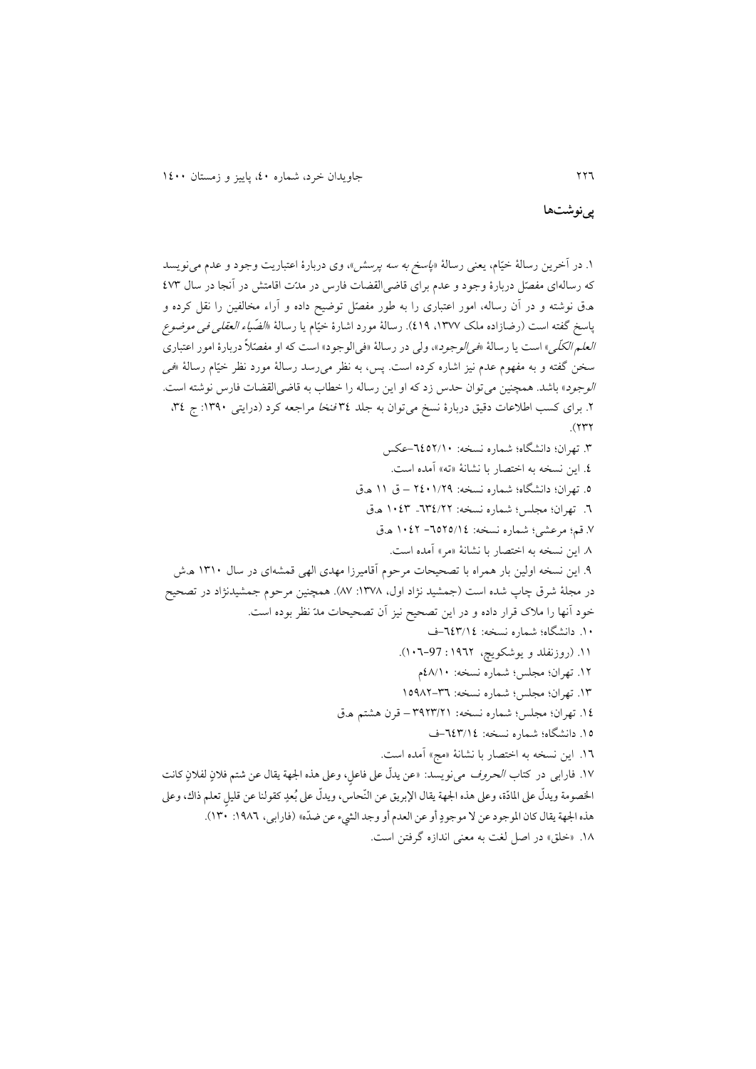## پی‌نوشت‌ها

۱. در آخرین رسالهٔ خیّام، یعنی رسالهٔ «*پاسخ به سه پرسش*»، وی دربارهٔ اعتباریت وجود و عدم می‌نویسد که رساله‌ای مفصّل دربارهٔ وجود و عدم برای قاضی‌القضات فارس در مدّت اقامتش در آنجا در سال ٤٧٣ هـ.ق نوشته و در آن رساله، امور اعتباری را به طور مفصّل توضیح داده و آراء مخالفین را نقل کرده و پاسخ گفته است (رضازاده ملک ١٣٧٧، ٤١٩). رسالهٔ مورد اشارهٔ خیّام یا رسالهٔ «*الضّیاء العقلی فی موضوع العلم الکلّی*» است یا رسالهٔ «*فی‌الوجود*»، ولی در رسالهٔ «فی‌الوجود» است که او مفصّلاً دربارهٔ امور اعتباری سخن گفته و به مفهوم عدم نیز اشاره کرده است. پس، به نظر می‌رسد رسالهٔ مورد نظر خیّام رسالهٔ «*فی الوجود*» باشد. همچنین می‌توان حدس زد که او این رساله را خطاب به قاضی‌القضات فارس نوشته است.

۲. برای کسب اطلاعات دقیق دربارهٔ نسخ می‌توان به جلد ٣٤ *فنخا* مراجعه کرد (درایتی ١٣٩٠: ج ٣٤، ٢٣٢).

۳. تهران؛ دانشگاه؛ شماره نسخه: ٦٤٥٢/١٠–عکس

٤. این نسخه به اختصار با نشانهٔ «ته» آمده است.

٥. تهران؛ دانشگاه؛ شماره نسخه: ٢٤٠١/٢٩ – ق ١١ هـ.ق

٦. تهران؛ مجلس؛ شماره نسخه: ٦٣٤/٢٢- ١٠٤٣ هـ.ق

٧. قم؛ مرعشی؛ شماره نسخه: ٦٥٢٥/١٤- ١٠٤٢ هـ.ق

٨. این نسخه به اختصار با نشانهٔ «مر» آمده است.

٩. این نسخه اولین بار همراه با تصحیحات مرحوم آقامیرزا مهدی الهی قمشه‌ای در سال ١٣١٠ هـ.ش در مجلهٔ شرق چاپ شده است (جمشید نژاد اول، ١٣٧٨: ٨٧). همچنین مرحوم جمشیدنژاد در تصحیح خود آنها را ملاک قرار داده و در این تصحیح نیز آن تصحیحات مدّ نظر بوده است.

١٠. دانشگاه؛ شماره نسخه: ٦٤٣/١٤–ف

١١. (روزنفلد و یوشکویچ، ١٩٦٢: 97-١٠٦).

١٢. تهران؛ مجلس؛ شماره نسخه: ٤٨/١٠م

١٣. تهران؛ مجلس؛ شماره نسخه: ٣٦–١٥٩٨٢

١٤. تهران؛ مجلس؛ شماره نسخه: ٣٩٢٣/٢١ – قرن هشتم هـ.ق

١٥. دانشگاه؛ شماره نسخه: ٦٤٣/١٤–ف

١٦. این نسخه به اختصار با نشانهٔ «مج» آمده است.

١٧. فارابی در کتاب *الحروف* می‌نویسد: «عن یدلّ علی فاعلٍ، وعلی هذه الجهة یقال عن شتم فلانٍ لفلانٍ کانت الخصومة ویدلّ علی المادّة، وعلی هذه الجهة یقال الإبریق عن النّحاس، ویدلّ علی بُعدٍ کقولنا عن قلیلٍ تعلم ذاك، وعلی هذه الجهة یقال کان الموجود عن لا موجودٍ أو عن العدم أو وجد الشيء عن ضدّه» (فارابی، ١٩٨٦: ١٣٠).

١٨. «خلق» در اصل لغت به معنی اندازه گرفتن است.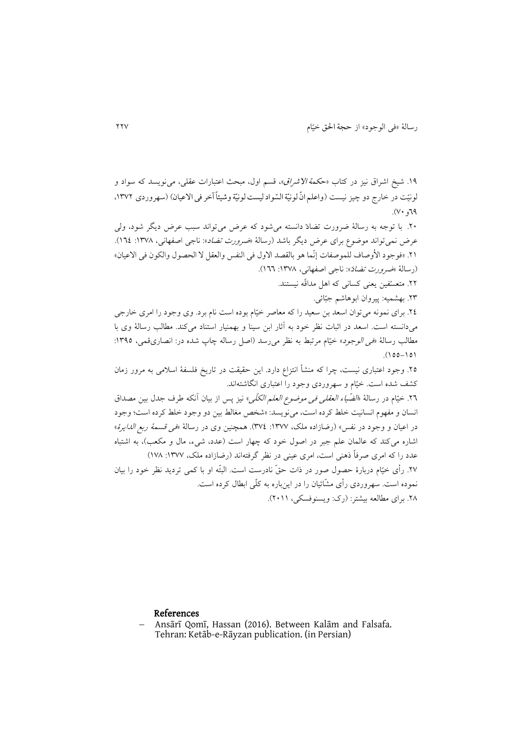۱۹. شیخ اشراق نیز در کتاب «*حکمة الاشراق*»، قسم اول، مبحث اعتبارات عقلی، می‌نویسد که سواد و لونیّت در خارج دو چیز نیست (واعلم انّ لونیّة السّواد لیست لونیّة وشیئاً آخر فی الاعیان) (سهروردی ۱۳۷۲، ٦۹و۷۰).

۲۰. با توجه به رسالهٔ ضرورت تضادّ دانسته می‌شود که عرض می‌تواند سبب عرض دیگر شود، ولی عرض نمی‌تواند موضوع برای عرض دیگر باشد (رسالهٔ «*ضرورت تضاد*»: ناجی اصفهانی، ۱۳۷۸: ۱٦٤).

۲۱. «فوجود الأوصاف للموصفات إنّما هو بالقصد الاول فی النفس والعقل لا الحصول والکون فی الاعیان» (رسالهٔ «*ضرورت تضادّ*»: ناجی اصفهانی، ۱۳۷۸: ۱٦٦).

۲۲. متعسّفین یعنی کسانی که اهل مداقّه نیستند.

۲۳. بهشمیه: پیروان ابوهاشم جبّائی.

۲٤. برای نمونه می‌توان اسعد بن سعید را که معاصر خیّام بوده است نام برد. وی وجود را امری خارجی می‌دانسته است. اسعد در اثبات نظر خود به آثار ابن سینا و بهمنیار استناد می‌کند. مطالب رسالهٔ وی با مطالب رسالهٔ «*فی الوجود*» خیّام مرتبط به نظر می‌رسد (اصل رساله چاپ شده در: انصاری‌قمی، ۱۳۹۵: ۱۵۱-۱۵۵).

۲۵. وجود اعتباری نیست، چرا که منشأ انتزاع دارد. این حقیقت در تاریخ فلسفهٔ اسلامی به مرور زمان کشف شده است. خیّام و سهروردی وجود را اعتباری انگاشته‌اند.

۲٦. خیّام در رسالهٔ «*الضّیاء العقلی فی موضوع العلم الکلّی*» نیز پس از بیان آنکه طرف جدل بین مصداق انسان و مفهوم انسانیت خلط کرده است، می‌نویسد: «شخص مغالط بین دو وجود خلط کرده است؛ وجود در اعیان و وجود در نفس» (رضازاده ملک، ۱۳۷۷: ۳۷٤). همچنین وی در رسالهٔ «*فی قسمة ربع الدایرة*» اشاره می‌کند که عالمان علم جبر در اصول خود که چهار است (عدد، شیء، مال و مکعب)، به اشتباه عدد را که امری صرفاً ذهنی است، امری عینی در نظر گرفته‌اند (رضازاده ملک، ۱۳۷۷: ۱۷۸)

۲۷. رأی خیّام دربارهٔ حصول صور در ذات حقّ نادرست است. البتّه او با کمی تردید نظر خود را بیان نموده است. سهروردی رأی مشّائیان را در این‌باره به کلّی ابطال کرده است.

۲۸. برای مطالعه بیشتر: (رک: ویسنوفسکی، ۲۰۱۱).

## References

- Ansārī Qomī, Hassan (2016). Between Kalām and Falsafa. Tehran: Ketāb-e-Rāyzan publication. (in Persian)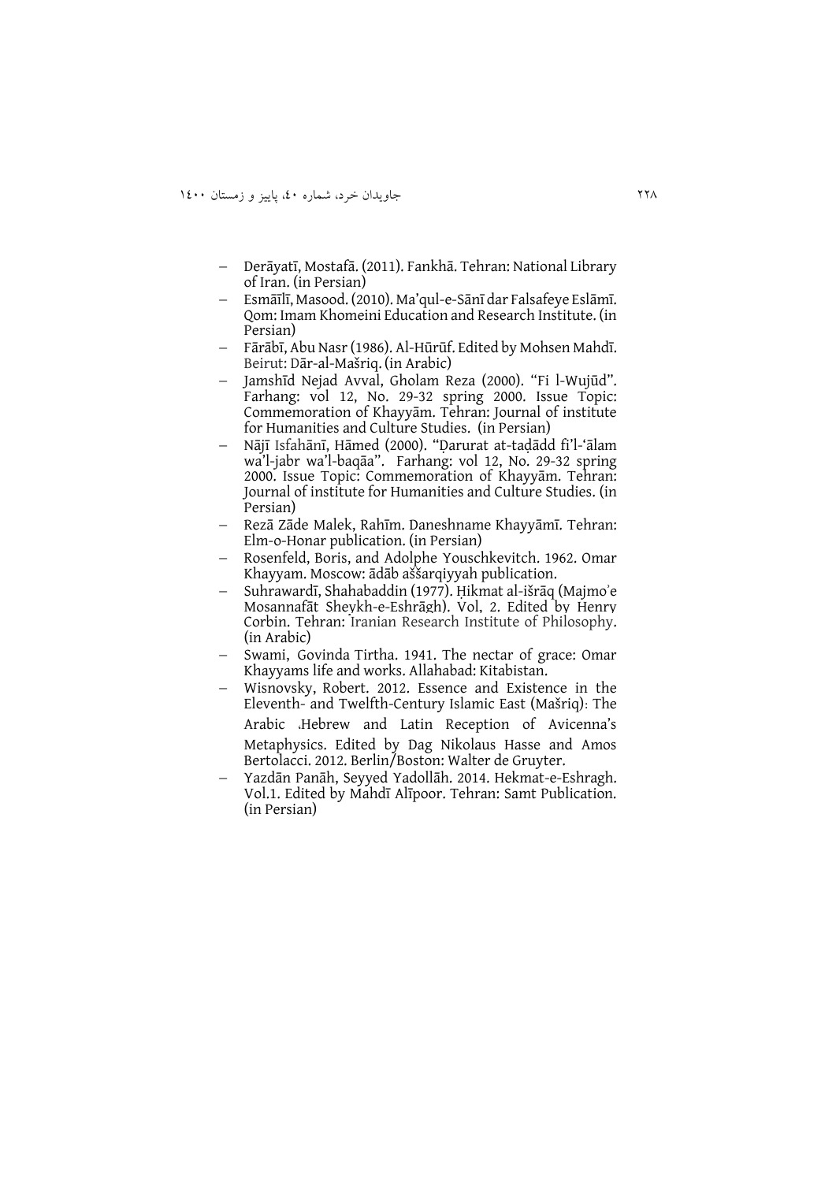- Derāyatī, Mostafā. (2011). Fankhā. Tehran: National Library of Iran. (in Persian)
- Esmāīlī, Masood. (2010). Ma'qul-e-Sānī dar Falsafeye Eslāmī. Qom: Imam Khomeini Education and Research Institute. (in Persian)
- Fārābī, Abu Nasr (1986). Al-Hūrūf. Edited by Mohsen Mahdī. Beirut: Dār-al-Mašriq. (in Arabic)
- Jamshīd Nejad Avval, Gholam Reza (2000). "Fi l-Wujūd". Farhang: vol 12, No. 29-32 spring 2000. Issue Topic: Commemoration of Khayyām. Tehran: Journal of institute for Humanities and Culture Studies. (in Persian)
- Nājī Isfahānī, Hāmed (2000). "Ḍarurat at-taḍādd fi'l-'ālam wa'l-jabr wa'l-baqāa". Farhang: vol 12, No. 29-32 spring 2000. Issue Topic: Commemoration of Khayyām. Tehran: Journal of institute for Humanities and Culture Studies. (in Persian)
- Rezā Zāde Malek, Rahīm. Daneshname Khayyāmī. Tehran: Elm-o-Honar publication. (in Persian)
- Rosenfeld, Boris, and Adolphe Youschkevitch. 1962. Omar Khayyam. Moscow: ādāb aššarqiyyah publication.
- Suhrawardī, Shahabaddin (1977). Ḥikmat al-išrāq (Majmo'e Mosannafāt Sheykh-e-Eshrāgh). Vol, 2. Edited by Henry Corbin. Tehran: Iranian Research Institute of Philosophy. (in Arabic)
- Swami, Govinda Tirtha. 1941. The nectar of grace: Omar Khayyams life and works. Allahabad: Kitabistan.
- Wisnovsky, Robert. 2012. Essence and Existence in the Eleventh- and Twelfth-Century Islamic East (Mašriq): The Arabic ،Hebrew and Latin Reception of Avicenna's Metaphysics. Edited by Dag Nikolaus Hasse and Amos Bertolacci. 2012. Berlin/Boston: Walter de Gruyter.
- Yazdān Panāh, Seyyed Yadollāh. 2014. Hekmat-e-Eshragh. Vol.1. Edited by Mahdī Alīpoor. Tehran: Samt Publication. (in Persian)